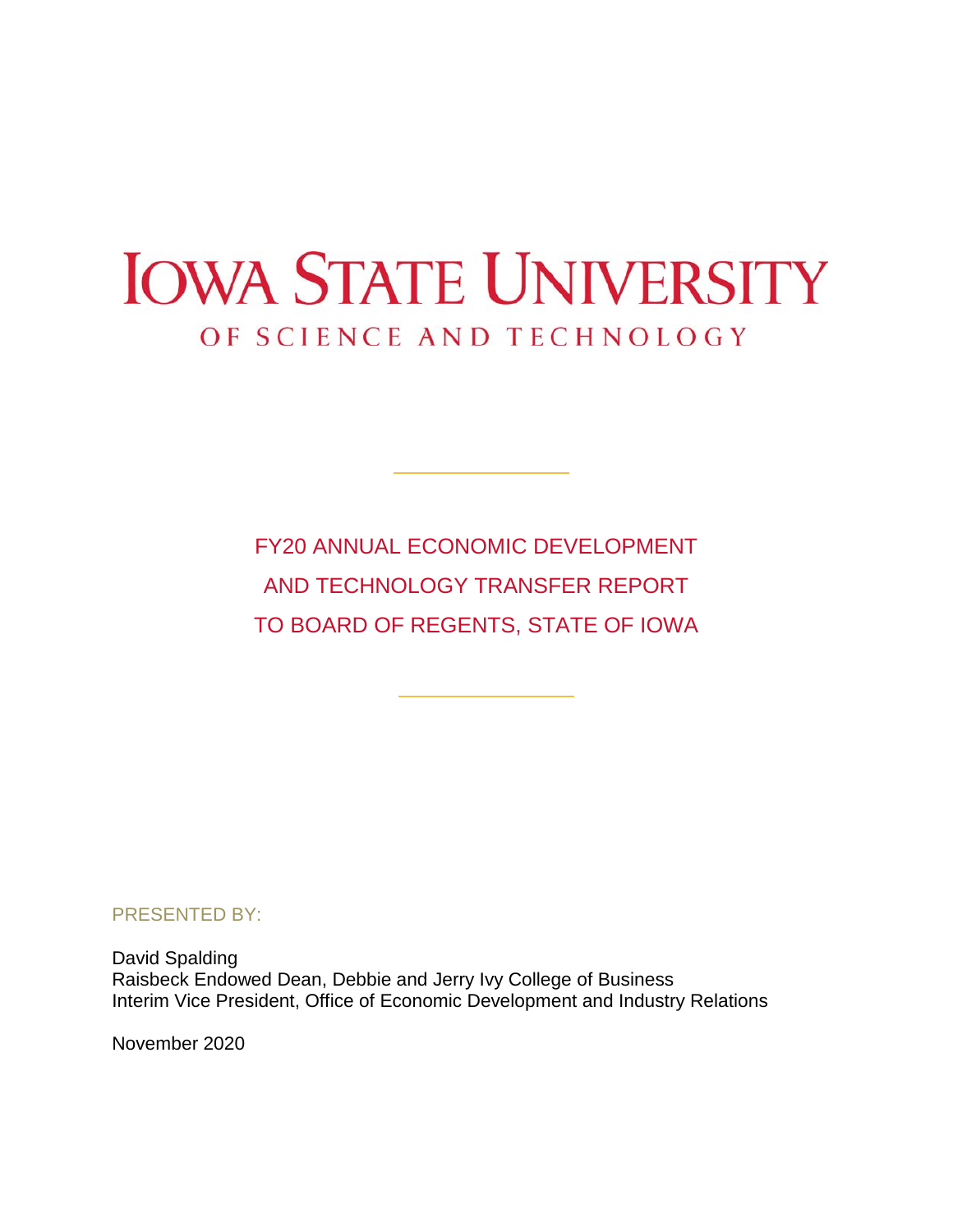# IOWA STATE UNIVERSITY

OF SCIENCE AND TECHNOLOGY

## FY20 ANNUAL ECONOMIC DEVELOPMENT AND TECHNOLOGY TRANSFER REPORT TO BOARD OF REGENTS, STATE OF IOWA

PRESENTED BY:

David Spalding
Raisbeck Endowed Dean, Debbie and Jerry Ivy College of Business
Interim Vice President, Office of Economic Development and Industry Relations

November 2020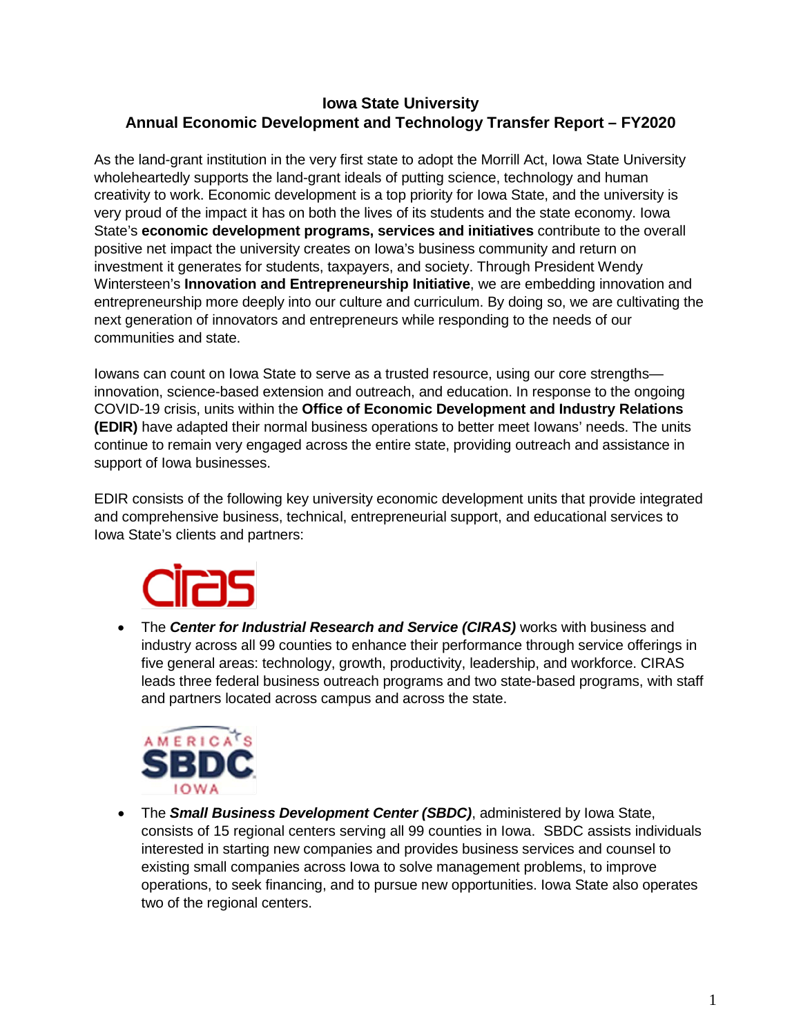**Iowa State University**
**Annual Economic Development and Technology Transfer Report – FY2020**

As the land-grant institution in the very first state to adopt the Morrill Act, Iowa State University wholeheartedly supports the land-grant ideals of putting science, technology and human creativity to work. Economic development is a top priority for Iowa State, and the university is very proud of the impact it has on both the lives of its students and the state economy. Iowa State's **economic development programs, services and initiatives** contribute to the overall positive net impact the university creates on Iowa's business community and return on investment it generates for students, taxpayers, and society. Through President Wendy Wintersteen's **Innovation and Entrepreneurship Initiative**, we are embedding innovation and entrepreneurship more deeply into our culture and curriculum. By doing so, we are cultivating the next generation of innovators and entrepreneurs while responding to the needs of our communities and state.

Iowans can count on Iowa State to serve as a trusted resource, using our core strengths—innovation, science-based extension and outreach, and education. In response to the ongoing COVID-19 crisis, units within the **Office of Economic Development and Industry Relations (EDIR)** have adapted their normal business operations to better meet Iowans' needs. The units continue to remain very engaged across the entire state, providing outreach and assistance in support of Iowa businesses.

EDIR consists of the following key university economic development units that provide integrated and comprehensive business, technical, entrepreneurial support, and educational services to Iowa State's clients and partners:

- The ***Center for Industrial Research and Service (CIRAS)*** works with business and industry across all 99 counties to enhance their performance through service offerings in five general areas: technology, growth, productivity, leadership, and workforce. CIRAS leads three federal business outreach programs and two state-based programs, with staff and partners located across campus and across the state.

- The ***Small Business Development Center (SBDC)***, administered by Iowa State, consists of 15 regional centers serving all 99 counties in Iowa. SBDC assists individuals interested in starting new companies and provides business services and counsel to existing small companies across Iowa to solve management problems, to improve operations, to seek financing, and to pursue new opportunities. Iowa State also operates two of the regional centers.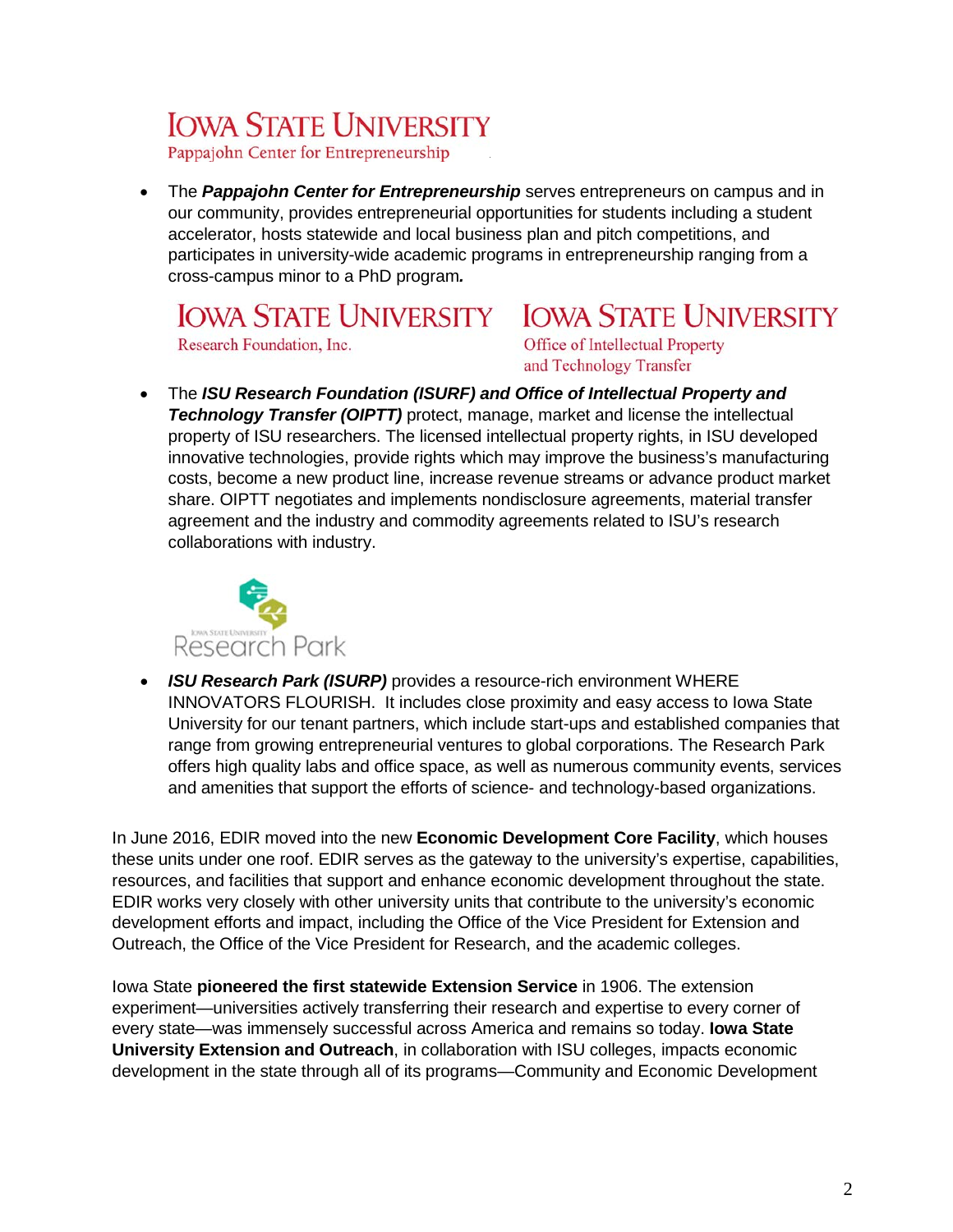IOWA STATE UNIVERSITY
Pappajohn Center for Entrepreneurship

- The ***Pappajohn Center for Entrepreneurship*** serves entrepreneurs on campus and in our community, provides entrepreneurial opportunities for students including a student accelerator, hosts statewide and local business plan and pitch competitions, and participates in university-wide academic programs in entrepreneurship ranging from a cross-campus minor to a PhD program***.***

IOWA STATE UNIVERSITY
Research Foundation, Inc.

IOWA STATE UNIVERSITY
Office of Intellectual Property and Technology Transfer

- The ***ISU Research Foundation (ISURF) and Office of Intellectual Property and Technology Transfer (OIPTT)*** protect, manage, market and license the intellectual property of ISU researchers. The licensed intellectual property rights, in ISU developed innovative technologies, provide rights which may improve the business's manufacturing costs, become a new product line, increase revenue streams or advance product market share. OIPTT negotiates and implements nondisclosure agreements, material transfer agreement and the industry and commodity agreements related to ISU's research collaborations with industry.

IOWA STATE UNIVERSITY
Research Park

- ***ISU Research Park (ISURP)*** provides a resource-rich environment WHERE INNOVATORS FLOURISH. It includes close proximity and easy access to Iowa State University for our tenant partners, which include start-ups and established companies that range from growing entrepreneurial ventures to global corporations. The Research Park offers high quality labs and office space, as well as numerous community events, services and amenities that support the efforts of science- and technology-based organizations.

In June 2016, EDIR moved into the new **Economic Development Core Facility**, which houses these units under one roof. EDIR serves as the gateway to the university's expertise, capabilities, resources, and facilities that support and enhance economic development throughout the state. EDIR works very closely with other university units that contribute to the university's economic development efforts and impact, including the Office of the Vice President for Extension and Outreach, the Office of the Vice President for Research, and the academic colleges.

Iowa State **pioneered the first statewide Extension Service** in 1906. The extension experiment—universities actively transferring their research and expertise to every corner of every state—was immensely successful across America and remains so today. **Iowa State University Extension and Outreach**, in collaboration with ISU colleges, impacts economic development in the state through all of its programs—Community and Economic Development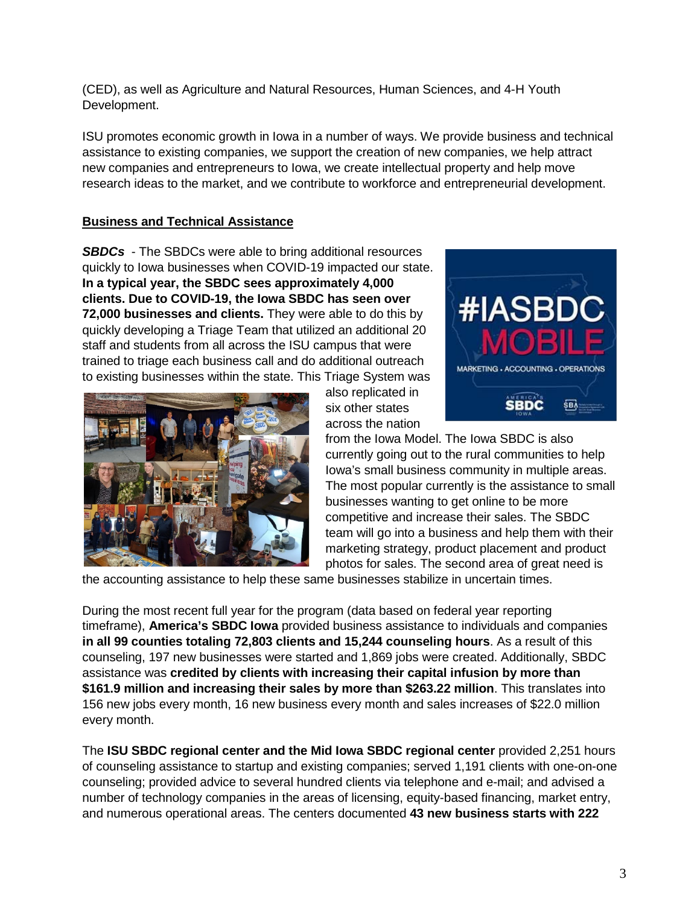(CED), as well as Agriculture and Natural Resources, Human Sciences, and 4-H Youth Development.

ISU promotes economic growth in Iowa in a number of ways. We provide business and technical assistance to existing companies, we support the creation of new companies, we help attract new companies and entrepreneurs to Iowa, we create intellectual property and help move research ideas to the market, and we contribute to workforce and entrepreneurial development.

**Business and Technical Assistance**

***SBDCs*** - The SBDCs were able to bring additional resources quickly to Iowa businesses when COVID-19 impacted our state. **In a typical year, the SBDC sees approximately 4,000 clients. Due to COVID-19, the Iowa SBDC has seen over 72,000 businesses and clients.** They were able to do this by quickly developing a Triage Team that utilized an additional 20 staff and students from all across the ISU campus that were trained to triage each business call and do additional outreach to existing businesses within the state. This Triage System was also replicated in six other states across the nation from the Iowa Model. The Iowa SBDC is also currently going out to the rural communities to help Iowa's small business community in multiple areas. The most popular currently is the assistance to small businesses wanting to get online to be more competitive and increase their sales. The SBDC team will go into a business and help them with their marketing strategy, product placement and product photos for sales. The second area of great need is the accounting assistance to help these same businesses stabilize in uncertain times.

During the most recent full year for the program (data based on federal year reporting timeframe), **America's SBDC Iowa** provided business assistance to individuals and companies **in all 99 counties totaling 72,803 clients and 15,244 counseling hours**. As a result of this counseling, 197 new businesses were started and 1,869 jobs were created. Additionally, SBDC assistance was **credited by clients with increasing their capital infusion by more than $161.9 million and increasing their sales by more than $263.22 million**. This translates into 156 new jobs every month, 16 new business every month and sales increases of $22.0 million every month.

The **ISU SBDC regional center and the Mid Iowa SBDC regional center** provided 2,251 hours of counseling assistance to startup and existing companies; served 1,191 clients with one-on-one counseling; provided advice to several hundred clients via telephone and e-mail; and advised a number of technology companies in the areas of licensing, equity-based financing, market entry, and numerous operational areas. The centers documented **43 new business starts with 222**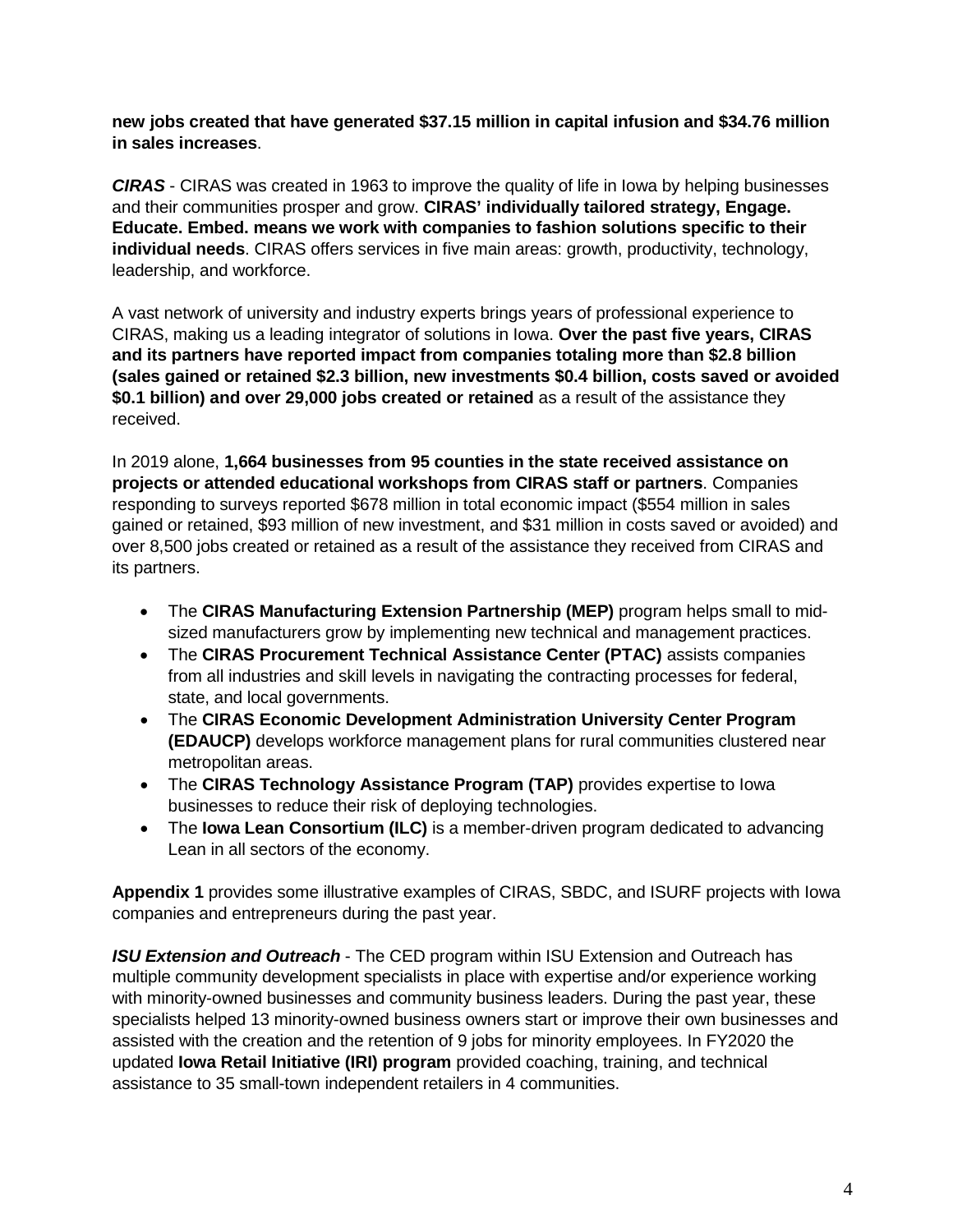**new jobs created that have generated $37.15 million in capital infusion and $34.76 million in sales increases**.

***CIRAS*** - CIRAS was created in 1963 to improve the quality of life in Iowa by helping businesses and their communities prosper and grow. **CIRAS' individually tailored strategy, Engage. Educate. Embed. means we work with companies to fashion solutions specific to their individual needs**. CIRAS offers services in five main areas: growth, productivity, technology, leadership, and workforce.

A vast network of university and industry experts brings years of professional experience to CIRAS, making us a leading integrator of solutions in Iowa. **Over the past five years, CIRAS and its partners have reported impact from companies totaling more than $2.8 billion (sales gained or retained $2.3 billion, new investments $0.4 billion, costs saved or avoided $0.1 billion) and over 29,000 jobs created or retained** as a result of the assistance they received.

In 2019 alone, **1,664 businesses from 95 counties in the state received assistance on projects or attended educational workshops from CIRAS staff or partners**. Companies responding to surveys reported $678 million in total economic impact ($554 million in sales gained or retained, $93 million of new investment, and $31 million in costs saved or avoided) and over 8,500 jobs created or retained as a result of the assistance they received from CIRAS and its partners.

- The **CIRAS Manufacturing Extension Partnership (MEP)** program helps small to mid-sized manufacturers grow by implementing new technical and management practices.
- The **CIRAS Procurement Technical Assistance Center (PTAC)** assists companies from all industries and skill levels in navigating the contracting processes for federal, state, and local governments.
- The **CIRAS Economic Development Administration University Center Program (EDAUCP)** develops workforce management plans for rural communities clustered near metropolitan areas.
- The **CIRAS Technology Assistance Program (TAP)** provides expertise to Iowa businesses to reduce their risk of deploying technologies.
- The **Iowa Lean Consortium (ILC)** is a member-driven program dedicated to advancing Lean in all sectors of the economy.

**Appendix 1** provides some illustrative examples of CIRAS, SBDC, and ISURF projects with Iowa companies and entrepreneurs during the past year.

***ISU Extension and Outreach*** - The CED program within ISU Extension and Outreach has multiple community development specialists in place with expertise and/or experience working with minority-owned businesses and community business leaders. During the past year, these specialists helped 13 minority-owned business owners start or improve their own businesses and assisted with the creation and the retention of 9 jobs for minority employees. In FY2020 the updated **Iowa Retail Initiative (IRI) program** provided coaching, training, and technical assistance to 35 small-town independent retailers in 4 communities.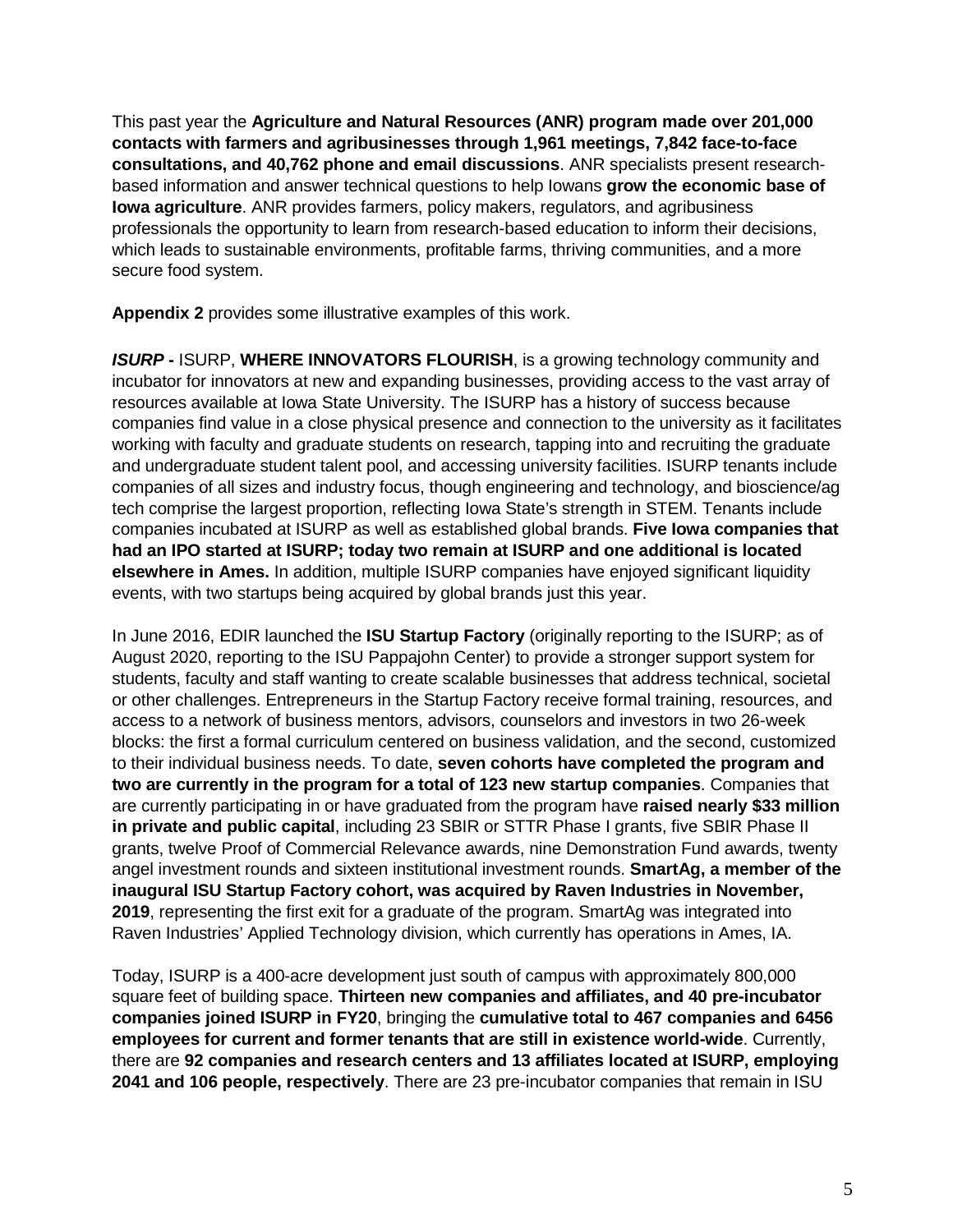This past year the **Agriculture and Natural Resources (ANR) program made over 201,000 contacts with farmers and agribusinesses through 1,961 meetings, 7,842 face-to-face consultations, and 40,762 phone and email discussions**. ANR specialists present research-based information and answer technical questions to help Iowans **grow the economic base of Iowa agriculture**. ANR provides farmers, policy makers, regulators, and agribusiness professionals the opportunity to learn from research-based education to inform their decisions, which leads to sustainable environments, profitable farms, thriving communities, and a more secure food system.

**Appendix 2** provides some illustrative examples of this work.

***ISURP*** **-** ISURP, **WHERE INNOVATORS FLOURISH**, is a growing technology community and incubator for innovators at new and expanding businesses, providing access to the vast array of resources available at Iowa State University. The ISURP has a history of success because companies find value in a close physical presence and connection to the university as it facilitates working with faculty and graduate students on research, tapping into and recruiting the graduate and undergraduate student talent pool, and accessing university facilities. ISURP tenants include companies of all sizes and industry focus, though engineering and technology, and bioscience/ag tech comprise the largest proportion, reflecting Iowa State's strength in STEM. Tenants include companies incubated at ISURP as well as established global brands. **Five Iowa companies that had an IPO started at ISURP; today two remain at ISURP and one additional is located elsewhere in Ames.** In addition, multiple ISURP companies have enjoyed significant liquidity events, with two startups being acquired by global brands just this year.

In June 2016, EDIR launched the **ISU Startup Factory** (originally reporting to the ISURP; as of August 2020, reporting to the ISU Pappajohn Center) to provide a stronger support system for students, faculty and staff wanting to create scalable businesses that address technical, societal or other challenges. Entrepreneurs in the Startup Factory receive formal training, resources, and access to a network of business mentors, advisors, counselors and investors in two 26-week blocks: the first a formal curriculum centered on business validation, and the second, customized to their individual business needs. To date, **seven cohorts have completed the program and two are currently in the program for a total of 123 new startup companies**. Companies that are currently participating in or have graduated from the program have **raised nearly $33 million in private and public capital**, including 23 SBIR or STTR Phase I grants, five SBIR Phase II grants, twelve Proof of Commercial Relevance awards, nine Demonstration Fund awards, twenty angel investment rounds and sixteen institutional investment rounds. **SmartAg, a member of the inaugural ISU Startup Factory cohort, was acquired by Raven Industries in November, 2019**, representing the first exit for a graduate of the program. SmartAg was integrated into Raven Industries' Applied Technology division, which currently has operations in Ames, IA.

Today, ISURP is a 400-acre development just south of campus with approximately 800,000 square feet of building space. **Thirteen new companies and affiliates, and 40 pre-incubator companies joined ISURP in FY20**, bringing the **cumulative total to 467 companies and 6456 employees for current and former tenants that are still in existence world-wide**. Currently, there are **92 companies and research centers and 13 affiliates located at ISURP, employing 2041 and 106 people, respectively**. There are 23 pre-incubator companies that remain in ISU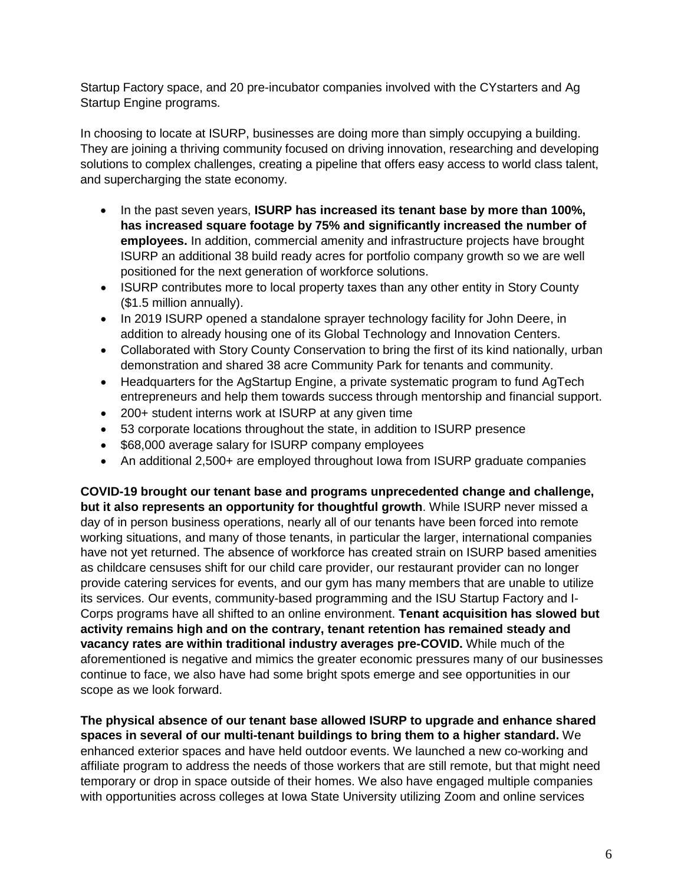Startup Factory space, and 20 pre-incubator companies involved with the CYstarters and Ag Startup Engine programs.

In choosing to locate at ISURP, businesses are doing more than simply occupying a building. They are joining a thriving community focused on driving innovation, researching and developing solutions to complex challenges, creating a pipeline that offers easy access to world class talent, and supercharging the state economy.

- In the past seven years, **ISURP has increased its tenant base by more than 100%, has increased square footage by 75% and significantly increased the number of employees.** In addition, commercial amenity and infrastructure projects have brought ISURP an additional 38 build ready acres for portfolio company growth so we are well positioned for the next generation of workforce solutions.
- ISURP contributes more to local property taxes than any other entity in Story County ($1.5 million annually).
- In 2019 ISURP opened a standalone sprayer technology facility for John Deere, in addition to already housing one of its Global Technology and Innovation Centers.
- Collaborated with Story County Conservation to bring the first of its kind nationally, urban demonstration and shared 38 acre Community Park for tenants and community.
- Headquarters for the AgStartup Engine, a private systematic program to fund AgTech entrepreneurs and help them towards success through mentorship and financial support.
- 200+ student interns work at ISURP at any given time
- 53 corporate locations throughout the state, in addition to ISURP presence
- $68,000 average salary for ISURP company employees
- An additional 2,500+ are employed throughout Iowa from ISURP graduate companies

**COVID-19 brought our tenant base and programs unprecedented change and challenge, but it also represents an opportunity for thoughtful growth**. While ISURP never missed a day of in person business operations, nearly all of our tenants have been forced into remote working situations, and many of those tenants, in particular the larger, international companies have not yet returned. The absence of workforce has created strain on ISURP based amenities as childcare censuses shift for our child care provider, our restaurant provider can no longer provide catering services for events, and our gym has many members that are unable to utilize its services. Our events, community-based programming and the ISU Startup Factory and I-Corps programs have all shifted to an online environment. **Tenant acquisition has slowed but activity remains high and on the contrary, tenant retention has remained steady and vacancy rates are within traditional industry averages pre-COVID.** While much of the aforementioned is negative and mimics the greater economic pressures many of our businesses continue to face, we also have had some bright spots emerge and see opportunities in our scope as we look forward.

**The physical absence of our tenant base allowed ISURP to upgrade and enhance shared spaces in several of our multi-tenant buildings to bring them to a higher standard.** We enhanced exterior spaces and have held outdoor events. We launched a new co-working and affiliate program to address the needs of those workers that are still remote, but that might need temporary or drop in space outside of their homes. We also have engaged multiple companies with opportunities across colleges at Iowa State University utilizing Zoom and online services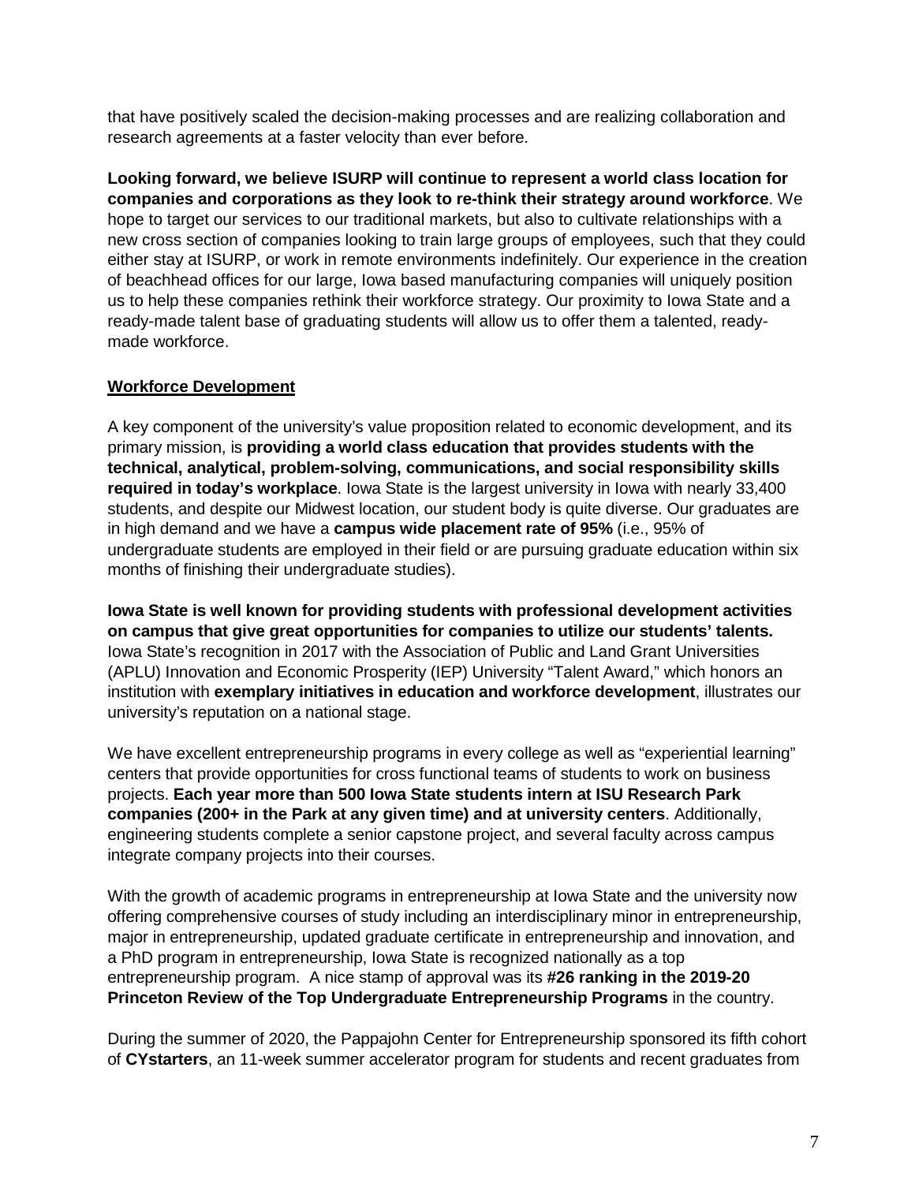that have positively scaled the decision-making processes and are realizing collaboration and research agreements at a faster velocity than ever before.

**Looking forward, we believe ISURP will continue to represent a world class location for companies and corporations as they look to re-think their strategy around workforce**. We hope to target our services to our traditional markets, but also to cultivate relationships with a new cross section of companies looking to train large groups of employees, such that they could either stay at ISURP, or work in remote environments indefinitely. Our experience in the creation of beachhead offices for our large, Iowa based manufacturing companies will uniquely position us to help these companies rethink their workforce strategy. Our proximity to Iowa State and a ready-made talent base of graduating students will allow us to offer them a talented, ready-made workforce.

## Workforce Development

A key component of the university's value proposition related to economic development, and its primary mission, is **providing a world class education that provides students with the technical, analytical, problem-solving, communications, and social responsibility skills required in today's workplace**. Iowa State is the largest university in Iowa with nearly 33,400 students, and despite our Midwest location, our student body is quite diverse. Our graduates are in high demand and we have a **campus wide placement rate of 95%** (i.e., 95% of undergraduate students are employed in their field or are pursuing graduate education within six months of finishing their undergraduate studies).

**Iowa State is well known for providing students with professional development activities on campus that give great opportunities for companies to utilize our students' talents.** Iowa State's recognition in 2017 with the Association of Public and Land Grant Universities (APLU) Innovation and Economic Prosperity (IEP) University "Talent Award," which honors an institution with **exemplary initiatives in education and workforce development**, illustrates our university's reputation on a national stage.

We have excellent entrepreneurship programs in every college as well as "experiential learning" centers that provide opportunities for cross functional teams of students to work on business projects. **Each year more than 500 Iowa State students intern at ISU Research Park companies (200+ in the Park at any given time) and at university centers**. Additionally, engineering students complete a senior capstone project, and several faculty across campus integrate company projects into their courses.

With the growth of academic programs in entrepreneurship at Iowa State and the university now offering comprehensive courses of study including an interdisciplinary minor in entrepreneurship, major in entrepreneurship, updated graduate certificate in entrepreneurship and innovation, and a PhD program in entrepreneurship, Iowa State is recognized nationally as a top entrepreneurship program. A nice stamp of approval was its **#26 ranking in the 2019-20 Princeton Review of the Top Undergraduate Entrepreneurship Programs** in the country.

During the summer of 2020, the Pappajohn Center for Entrepreneurship sponsored its fifth cohort of **CYstarters**, an 11-week summer accelerator program for students and recent graduates from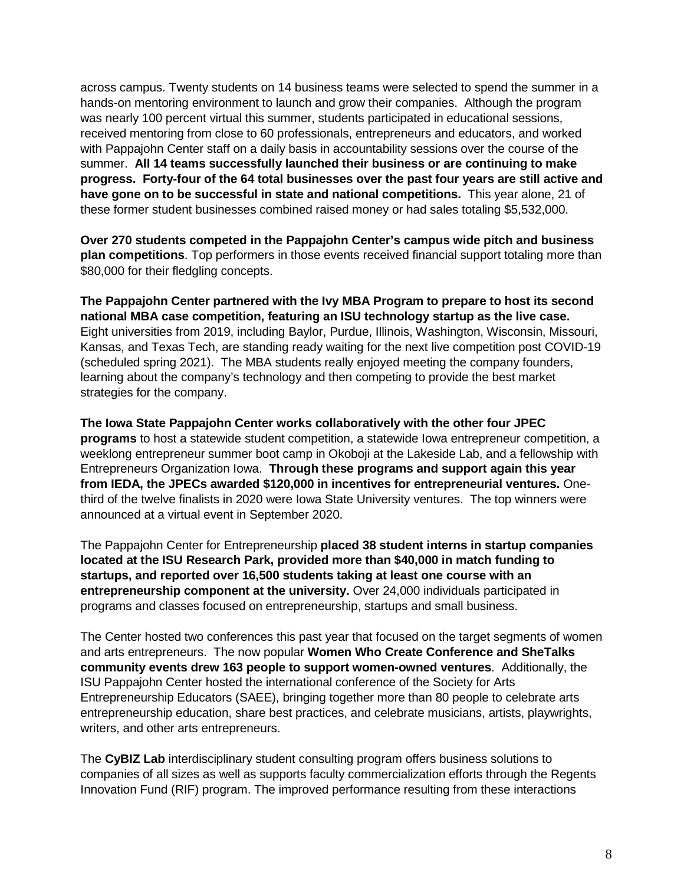across campus. Twenty students on 14 business teams were selected to spend the summer in a hands-on mentoring environment to launch and grow their companies. Although the program was nearly 100 percent virtual this summer, students participated in educational sessions, received mentoring from close to 60 professionals, entrepreneurs and educators, and worked with Pappajohn Center staff on a daily basis in accountability sessions over the course of the summer. **All 14 teams successfully launched their business or are continuing to make progress. Forty-four of the 64 total businesses over the past four years are still active and have gone on to be successful in state and national competitions.** This year alone, 21 of these former student businesses combined raised money or had sales totaling $5,532,000.

**Over 270 students competed in the Pappajohn Center's campus wide pitch and business plan competitions**. Top performers in those events received financial support totaling more than $80,000 for their fledgling concepts.

**The Pappajohn Center partnered with the Ivy MBA Program to prepare to host its second national MBA case competition, featuring an ISU technology startup as the live case.** Eight universities from 2019, including Baylor, Purdue, Illinois, Washington, Wisconsin, Missouri, Kansas, and Texas Tech, are standing ready waiting for the next live competition post COVID-19 (scheduled spring 2021). The MBA students really enjoyed meeting the company founders, learning about the company's technology and then competing to provide the best market strategies for the company.

**The Iowa State Pappajohn Center works collaboratively with the other four JPEC programs** to host a statewide student competition, a statewide Iowa entrepreneur competition, a weeklong entrepreneur summer boot camp in Okoboji at the Lakeside Lab, and a fellowship with Entrepreneurs Organization Iowa. **Through these programs and support again this year from IEDA, the JPECs awarded $120,000 in incentives for entrepreneurial ventures.** One-third of the twelve finalists in 2020 were Iowa State University ventures. The top winners were announced at a virtual event in September 2020.

The Pappajohn Center for Entrepreneurship **placed 38 student interns in startup companies located at the ISU Research Park, provided more than $40,000 in match funding to startups, and reported over 16,500 students taking at least one course with an entrepreneurship component at the university.** Over 24,000 individuals participated in programs and classes focused on entrepreneurship, startups and small business.

The Center hosted two conferences this past year that focused on the target segments of women and arts entrepreneurs. The now popular **Women Who Create Conference and SheTalks community events drew 163 people to support women-owned ventures**. Additionally, the ISU Pappajohn Center hosted the international conference of the Society for Arts Entrepreneurship Educators (SAEE), bringing together more than 80 people to celebrate arts entrepreneurship education, share best practices, and celebrate musicians, artists, playwrights, writers, and other arts entrepreneurs.

The **CyBIZ Lab** interdisciplinary student consulting program offers business solutions to companies of all sizes as well as supports faculty commercialization efforts through the Regents Innovation Fund (RIF) program. The improved performance resulting from these interactions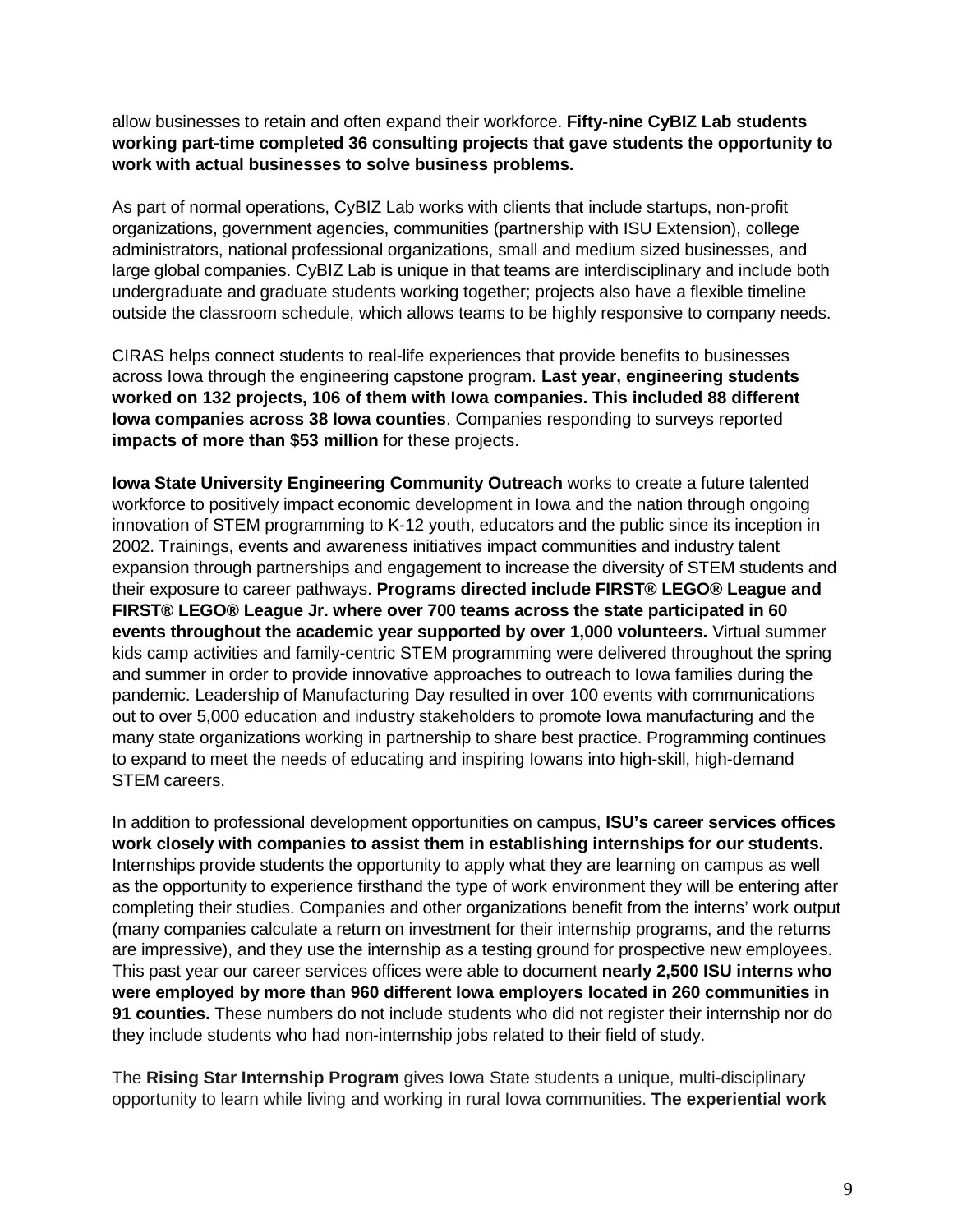allow businesses to retain and often expand their workforce. **Fifty-nine CyBIZ Lab students working part-time completed 36 consulting projects that gave students the opportunity to work with actual businesses to solve business problems.**

As part of normal operations, CyBIZ Lab works with clients that include startups, non-profit organizations, government agencies, communities (partnership with ISU Extension), college administrators, national professional organizations, small and medium sized businesses, and large global companies. CyBIZ Lab is unique in that teams are interdisciplinary and include both undergraduate and graduate students working together; projects also have a flexible timeline outside the classroom schedule, which allows teams to be highly responsive to company needs.

CIRAS helps connect students to real-life experiences that provide benefits to businesses across Iowa through the engineering capstone program. **Last year, engineering students worked on 132 projects, 106 of them with Iowa companies. This included 88 different Iowa companies across 38 Iowa counties**. Companies responding to surveys reported **impacts of more than $53 million** for these projects.

**Iowa State University Engineering Community Outreach** works to create a future talented workforce to positively impact economic development in Iowa and the nation through ongoing innovation of STEM programming to K-12 youth, educators and the public since its inception in 2002. Trainings, events and awareness initiatives impact communities and industry talent expansion through partnerships and engagement to increase the diversity of STEM students and their exposure to career pathways. **Programs directed include FIRST® LEGO® League and FIRST® LEGO® League Jr. where over 700 teams across the state participated in 60 events throughout the academic year supported by over 1,000 volunteers.** Virtual summer kids camp activities and family-centric STEM programming were delivered throughout the spring and summer in order to provide innovative approaches to outreach to Iowa families during the pandemic. Leadership of Manufacturing Day resulted in over 100 events with communications out to over 5,000 education and industry stakeholders to promote Iowa manufacturing and the many state organizations working in partnership to share best practice. Programming continues to expand to meet the needs of educating and inspiring Iowans into high-skill, high-demand STEM careers.

In addition to professional development opportunities on campus, **ISU's career services offices work closely with companies to assist them in establishing internships for our students.** Internships provide students the opportunity to apply what they are learning on campus as well as the opportunity to experience firsthand the type of work environment they will be entering after completing their studies. Companies and other organizations benefit from the interns' work output (many companies calculate a return on investment for their internship programs, and the returns are impressive), and they use the internship as a testing ground for prospective new employees. This past year our career services offices were able to document **nearly 2,500 ISU interns who were employed by more than 960 different Iowa employers located in 260 communities in 91 counties.** These numbers do not include students who did not register their internship nor do they include students who had non-internship jobs related to their field of study.

The **Rising Star Internship Program** gives Iowa State students a unique, multi-disciplinary opportunity to learn while living and working in rural Iowa communities. **The experiential work**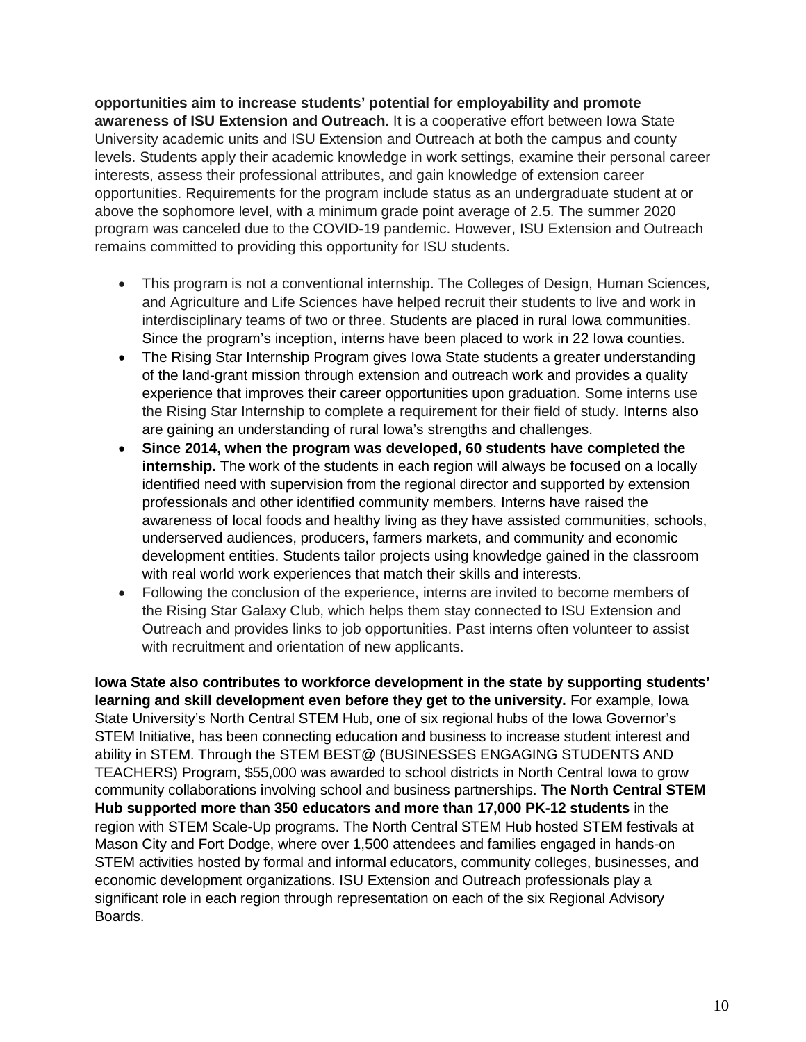**opportunities aim to increase students' potential for employability and promote awareness of ISU Extension and Outreach.** It is a cooperative effort between Iowa State University academic units and ISU Extension and Outreach at both the campus and county levels. Students apply their academic knowledge in work settings, examine their personal career interests, assess their professional attributes, and gain knowledge of extension career opportunities. Requirements for the program include status as an undergraduate student at or above the sophomore level, with a minimum grade point average of 2.5. The summer 2020 program was canceled due to the COVID-19 pandemic. However, ISU Extension and Outreach remains committed to providing this opportunity for ISU students.

- This program is not a conventional internship. The Colleges of Design, Human Sciences, and Agriculture and Life Sciences have helped recruit their students to live and work in interdisciplinary teams of two or three. Students are placed in rural Iowa communities. Since the program's inception, interns have been placed to work in 22 Iowa counties.
- The Rising Star Internship Program gives Iowa State students a greater understanding of the land-grant mission through extension and outreach work and provides a quality experience that improves their career opportunities upon graduation. Some interns use the Rising Star Internship to complete a requirement for their field of study. Interns also are gaining an understanding of rural Iowa's strengths and challenges.
- **Since 2014, when the program was developed, 60 students have completed the internship.** The work of the students in each region will always be focused on a locally identified need with supervision from the regional director and supported by extension professionals and other identified community members. Interns have raised the awareness of local foods and healthy living as they have assisted communities, schools, underserved audiences, producers, farmers markets, and community and economic development entities. Students tailor projects using knowledge gained in the classroom with real world work experiences that match their skills and interests.
- Following the conclusion of the experience, interns are invited to become members of the Rising Star Galaxy Club, which helps them stay connected to ISU Extension and Outreach and provides links to job opportunities. Past interns often volunteer to assist with recruitment and orientation of new applicants.

**Iowa State also contributes to workforce development in the state by supporting students' learning and skill development even before they get to the university.** For example, Iowa State University's North Central STEM Hub, one of six regional hubs of the Iowa Governor's STEM Initiative, has been connecting education and business to increase student interest and ability in STEM. Through the STEM BEST@ (BUSINESSES ENGAGING STUDENTS AND TEACHERS) Program, $55,000 was awarded to school districts in North Central Iowa to grow community collaborations involving school and business partnerships. **The North Central STEM Hub supported more than 350 educators and more than 17,000 PK-12 students** in the region with STEM Scale-Up programs. The North Central STEM Hub hosted STEM festivals at Mason City and Fort Dodge, where over 1,500 attendees and families engaged in hands-on STEM activities hosted by formal and informal educators, community colleges, businesses, and economic development organizations. ISU Extension and Outreach professionals play a significant role in each region through representation on each of the six Regional Advisory Boards.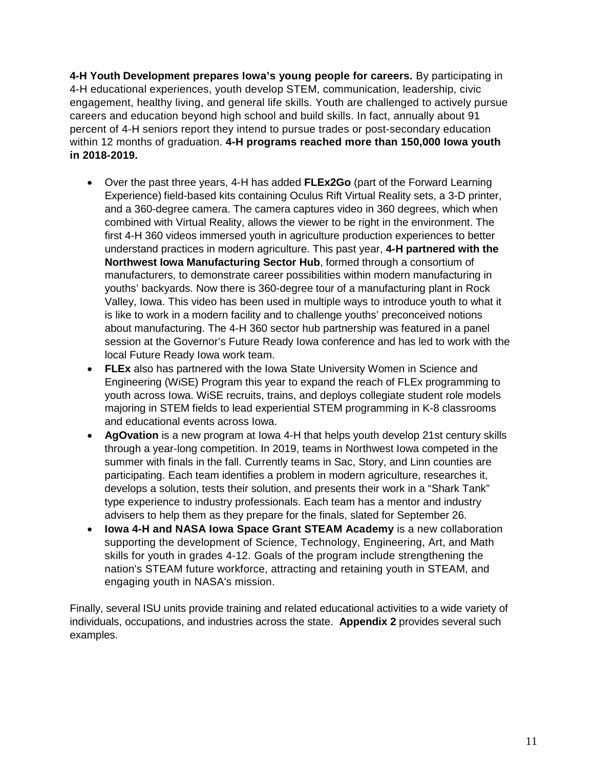**4-H Youth Development prepares Iowa's young people for careers.** By participating in 4-H educational experiences, youth develop STEM, communication, leadership, civic engagement, healthy living, and general life skills. Youth are challenged to actively pursue careers and education beyond high school and build skills. In fact, annually about 91 percent of 4-H seniors report they intend to pursue trades or post-secondary education within 12 months of graduation. **4-H programs reached more than 150,000 Iowa youth in 2018-2019.**

- Over the past three years, 4-H has added **FLEx2Go** (part of the Forward Learning Experience) field-based kits containing Oculus Rift Virtual Reality sets, a 3-D printer, and a 360-degree camera. The camera captures video in 360 degrees, which when combined with Virtual Reality, allows the viewer to be right in the environment. The first 4-H 360 videos immersed youth in agriculture production experiences to better understand practices in modern agriculture. This past year, **4-H partnered with the Northwest Iowa Manufacturing Sector Hub**, formed through a consortium of manufacturers, to demonstrate career possibilities within modern manufacturing in youths' backyards. Now there is 360-degree tour of a manufacturing plant in Rock Valley, Iowa. This video has been used in multiple ways to introduce youth to what it is like to work in a modern facility and to challenge youths' preconceived notions about manufacturing. The 4-H 360 sector hub partnership was featured in a panel session at the Governor's Future Ready Iowa conference and has led to work with the local Future Ready Iowa work team.
- **FLEx** also has partnered with the Iowa State University Women in Science and Engineering (WiSE) Program this year to expand the reach of FLEx programming to youth across Iowa. WiSE recruits, trains, and deploys collegiate student role models majoring in STEM fields to lead experiential STEM programming in K-8 classrooms and educational events across Iowa.
- **AgOvation** is a new program at Iowa 4-H that helps youth develop 21st century skills through a year-long competition. In 2019, teams in Northwest Iowa competed in the summer with finals in the fall. Currently teams in Sac, Story, and Linn counties are participating. Each team identifies a problem in modern agriculture, researches it, develops a solution, tests their solution, and presents their work in a "Shark Tank" type experience to industry professionals. Each team has a mentor and industry advisers to help them as they prepare for the finals, slated for September 26.
- **Iowa 4-H and NASA Iowa Space Grant STEAM Academy** is a new collaboration supporting the development of Science, Technology, Engineering, Art, and Math skills for youth in grades 4-12. Goals of the program include strengthening the nation's STEAM future workforce, attracting and retaining youth in STEAM, and engaging youth in NASA's mission.

Finally, several ISU units provide training and related educational activities to a wide variety of individuals, occupations, and industries across the state. **Appendix 2** provides several such examples.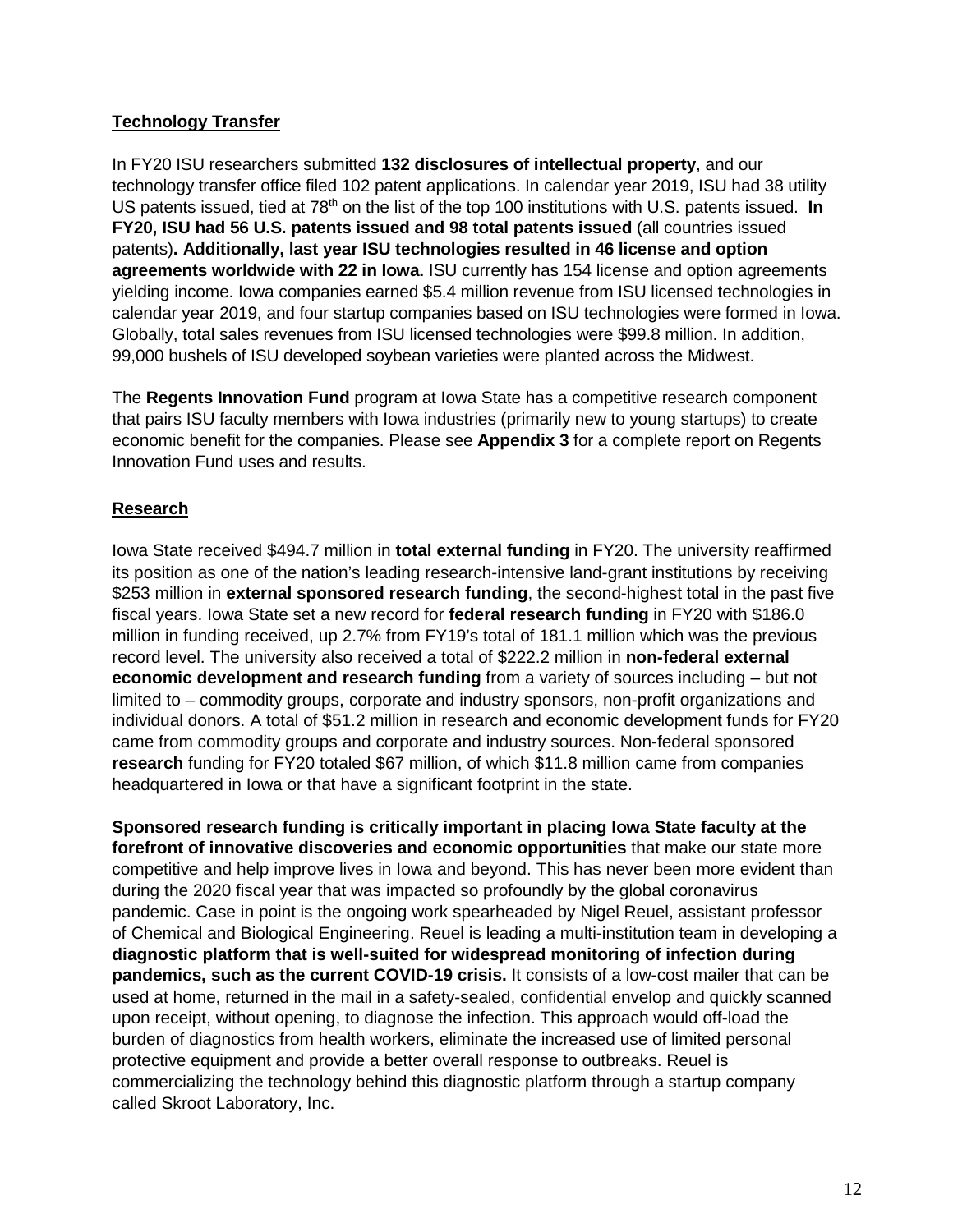**<u>Technology Transfer</u>**

In FY20 ISU researchers submitted **132 disclosures of intellectual property**, and our technology transfer office filed 102 patent applications. In calendar year 2019, ISU had 38 utility US patents issued, tied at 78th on the list of the top 100 institutions with U.S. patents issued. **In FY20, ISU had 56 U.S. patents issued and 98 total patents issued** (all countries issued patents)**. Additionally, last year ISU technologies resulted in 46 license and option agreements worldwide with 22 in Iowa.** ISU currently has 154 license and option agreements yielding income. Iowa companies earned $5.4 million revenue from ISU licensed technologies in calendar year 2019, and four startup companies based on ISU technologies were formed in Iowa. Globally, total sales revenues from ISU licensed technologies were $99.8 million. In addition, 99,000 bushels of ISU developed soybean varieties were planted across the Midwest.

The **Regents Innovation Fund** program at Iowa State has a competitive research component that pairs ISU faculty members with Iowa industries (primarily new to young startups) to create economic benefit for the companies. Please see **Appendix 3** for a complete report on Regents Innovation Fund uses and results.

**<u>Research</u>**

Iowa State received $494.7 million in **total external funding** in FY20. The university reaffirmed its position as one of the nation's leading research-intensive land-grant institutions by receiving $253 million in **external sponsored research funding**, the second-highest total in the past five fiscal years. Iowa State set a new record for **federal research funding** in FY20 with $186.0 million in funding received, up 2.7% from FY19's total of 181.1 million which was the previous record level. The university also received a total of $222.2 million in **non-federal external economic development and research funding** from a variety of sources including – but not limited to – commodity groups, corporate and industry sponsors, non-profit organizations and individual donors. A total of $51.2 million in research and economic development funds for FY20 came from commodity groups and corporate and industry sources. Non-federal sponsored **research** funding for FY20 totaled $67 million, of which $11.8 million came from companies headquartered in Iowa or that have a significant footprint in the state.

**Sponsored research funding is critically important in placing Iowa State faculty at the forefront of innovative discoveries and economic opportunities** that make our state more competitive and help improve lives in Iowa and beyond. This has never been more evident than during the 2020 fiscal year that was impacted so profoundly by the global coronavirus pandemic. Case in point is the ongoing work spearheaded by Nigel Reuel, assistant professor of Chemical and Biological Engineering. Reuel is leading a multi-institution team in developing a **diagnostic platform that is well-suited for widespread monitoring of infection during pandemics, such as the current COVID-19 crisis.** It consists of a low-cost mailer that can be used at home, returned in the mail in a safety-sealed, confidential envelop and quickly scanned upon receipt, without opening, to diagnose the infection. This approach would off-load the burden of diagnostics from health workers, eliminate the increased use of limited personal protective equipment and provide a better overall response to outbreaks. Reuel is commercializing the technology behind this diagnostic platform through a startup company called Skroot Laboratory, Inc.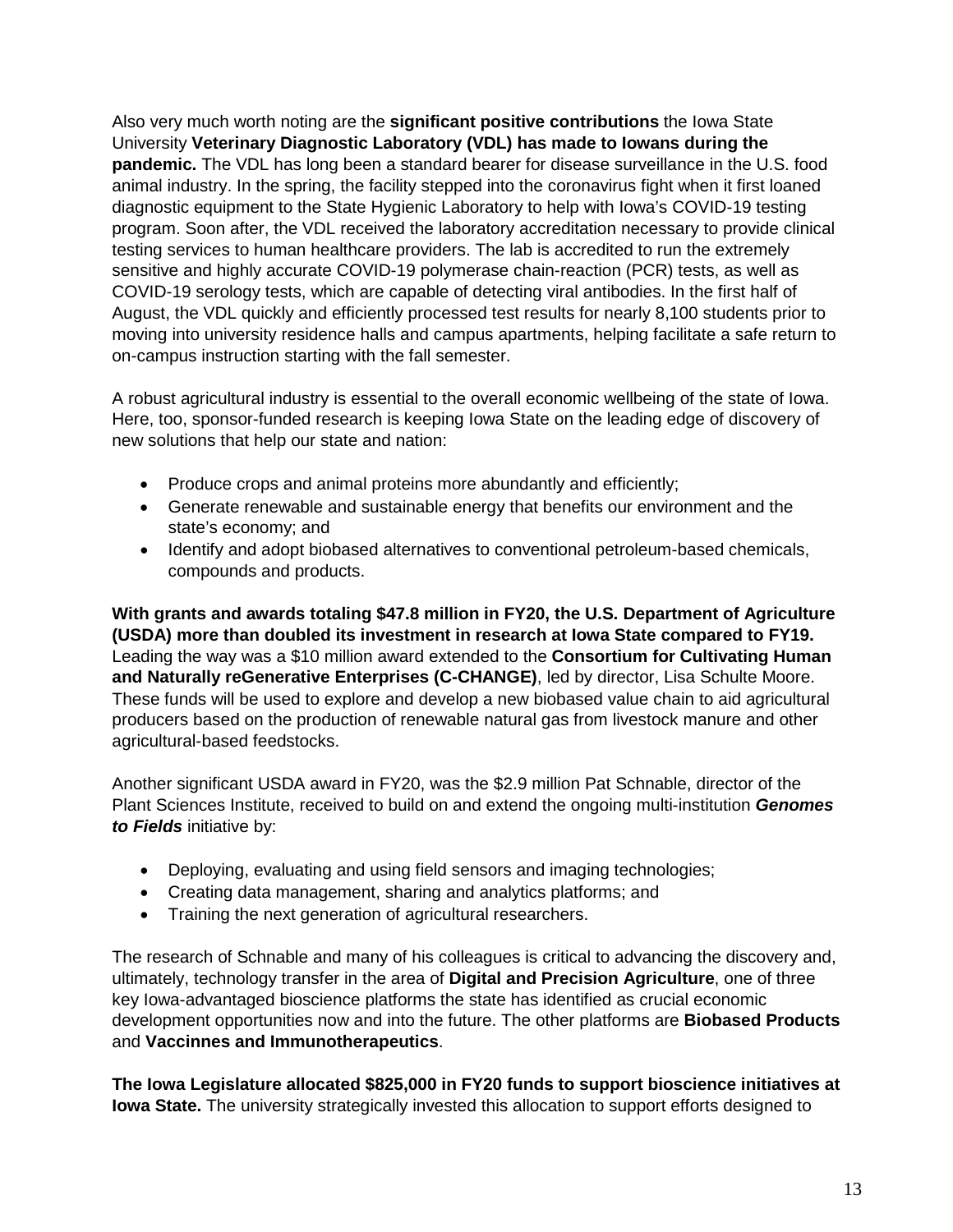Also very much worth noting are the **significant positive contributions** the Iowa State University **Veterinary Diagnostic Laboratory (VDL) has made to Iowans during the pandemic.** The VDL has long been a standard bearer for disease surveillance in the U.S. food animal industry. In the spring, the facility stepped into the coronavirus fight when it first loaned diagnostic equipment to the State Hygienic Laboratory to help with Iowa's COVID-19 testing program. Soon after, the VDL received the laboratory accreditation necessary to provide clinical testing services to human healthcare providers. The lab is accredited to run the extremely sensitive and highly accurate COVID-19 polymerase chain-reaction (PCR) tests, as well as COVID-19 serology tests, which are capable of detecting viral antibodies. In the first half of August, the VDL quickly and efficiently processed test results for nearly 8,100 students prior to moving into university residence halls and campus apartments, helping facilitate a safe return to on-campus instruction starting with the fall semester.

A robust agricultural industry is essential to the overall economic wellbeing of the state of Iowa. Here, too, sponsor-funded research is keeping Iowa State on the leading edge of discovery of new solutions that help our state and nation:

- Produce crops and animal proteins more abundantly and efficiently;
- Generate renewable and sustainable energy that benefits our environment and the state's economy; and
- Identify and adopt biobased alternatives to conventional petroleum-based chemicals, compounds and products.

**With grants and awards totaling $47.8 million in FY20, the U.S. Department of Agriculture (USDA) more than doubled its investment in research at Iowa State compared to FY19.** Leading the way was a $10 million award extended to the **Consortium for Cultivating Human and Naturally reGenerative Enterprises (C-CHANGE)**, led by director, Lisa Schulte Moore. These funds will be used to explore and develop a new biobased value chain to aid agricultural producers based on the production of renewable natural gas from livestock manure and other agricultural-based feedstocks.

Another significant USDA award in FY20, was the $2.9 million Pat Schnable, director of the Plant Sciences Institute, received to build on and extend the ongoing multi-institution ***Genomes to Fields*** initiative by:

- Deploying, evaluating and using field sensors and imaging technologies;
- Creating data management, sharing and analytics platforms; and
- Training the next generation of agricultural researchers.

The research of Schnable and many of his colleagues is critical to advancing the discovery and, ultimately, technology transfer in the area of **Digital and Precision Agriculture**, one of three key Iowa-advantaged bioscience platforms the state has identified as crucial economic development opportunities now and into the future. The other platforms are **Biobased Products** and **Vaccinnes and Immunotherapeutics**.

**The Iowa Legislature allocated $825,000 in FY20 funds to support bioscience initiatives at Iowa State.** The university strategically invested this allocation to support efforts designed to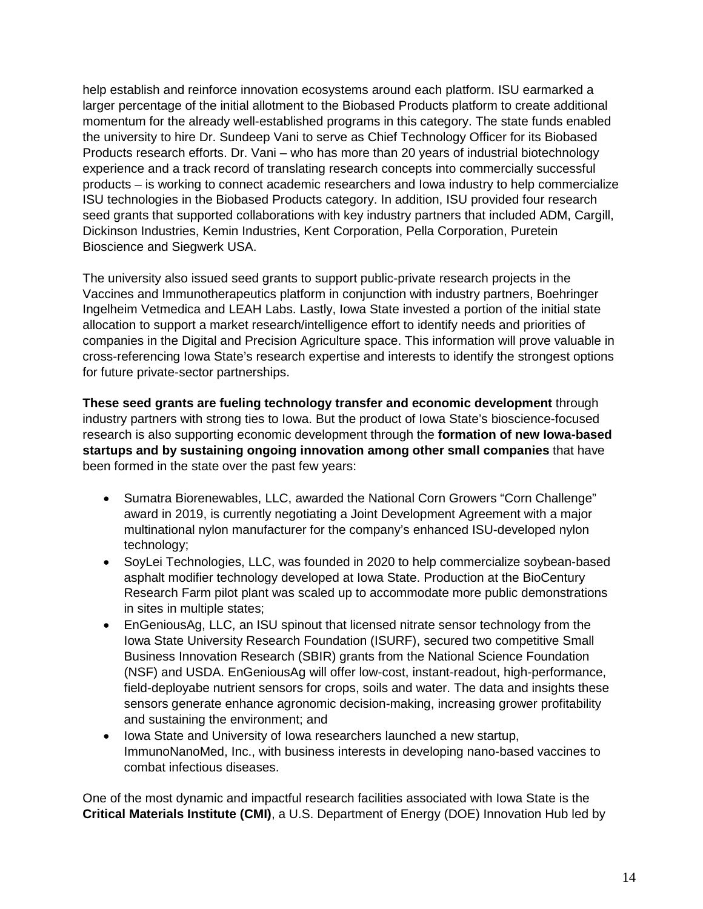help establish and reinforce innovation ecosystems around each platform. ISU earmarked a larger percentage of the initial allotment to the Biobased Products platform to create additional momentum for the already well-established programs in this category. The state funds enabled the university to hire Dr. Sundeep Vani to serve as Chief Technology Officer for its Biobased Products research efforts. Dr. Vani – who has more than 20 years of industrial biotechnology experience and a track record of translating research concepts into commercially successful products – is working to connect academic researchers and Iowa industry to help commercialize ISU technologies in the Biobased Products category. In addition, ISU provided four research seed grants that supported collaborations with key industry partners that included ADM, Cargill, Dickinson Industries, Kemin Industries, Kent Corporation, Pella Corporation, Puretein Bioscience and Siegwerk USA.

The university also issued seed grants to support public-private research projects in the Vaccines and Immunotherapeutics platform in conjunction with industry partners, Boehringer Ingelheim Vetmedica and LEAH Labs. Lastly, Iowa State invested a portion of the initial state allocation to support a market research/intelligence effort to identify needs and priorities of companies in the Digital and Precision Agriculture space. This information will prove valuable in cross-referencing Iowa State's research expertise and interests to identify the strongest options for future private-sector partnerships.

**These seed grants are fueling technology transfer and economic development** through industry partners with strong ties to Iowa. But the product of Iowa State's bioscience-focused research is also supporting economic development through the **formation of new Iowa-based startups and by sustaining ongoing innovation among other small companies** that have been formed in the state over the past few years:

- Sumatra Biorenewables, LLC, awarded the National Corn Growers "Corn Challenge" award in 2019, is currently negotiating a Joint Development Agreement with a major multinational nylon manufacturer for the company's enhanced ISU-developed nylon technology;
- SoyLei Technologies, LLC, was founded in 2020 to help commercialize soybean-based asphalt modifier technology developed at Iowa State. Production at the BioCentury Research Farm pilot plant was scaled up to accommodate more public demonstrations in sites in multiple states;
- EnGeniousAg, LLC, an ISU spinout that licensed nitrate sensor technology from the Iowa State University Research Foundation (ISURF), secured two competitive Small Business Innovation Research (SBIR) grants from the National Science Foundation (NSF) and USDA. EnGeniousAg will offer low-cost, instant-readout, high-performance, field-deployabe nutrient sensors for crops, soils and water. The data and insights these sensors generate enhance agronomic decision-making, increasing grower profitability and sustaining the environment; and
- Iowa State and University of Iowa researchers launched a new startup, ImmunoNanoMed, Inc., with business interests in developing nano-based vaccines to combat infectious diseases.

One of the most dynamic and impactful research facilities associated with Iowa State is the **Critical Materials Institute (CMI)**, a U.S. Department of Energy (DOE) Innovation Hub led by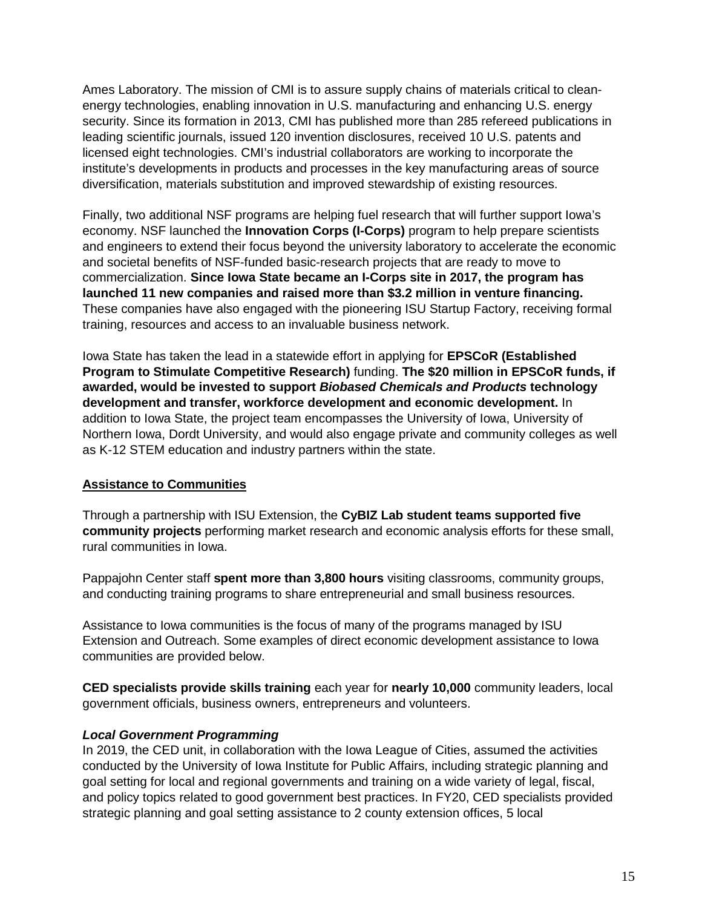Ames Laboratory. The mission of CMI is to assure supply chains of materials critical to clean-energy technologies, enabling innovation in U.S. manufacturing and enhancing U.S. energy security. Since its formation in 2013, CMI has published more than 285 refereed publications in leading scientific journals, issued 120 invention disclosures, received 10 U.S. patents and licensed eight technologies. CMI's industrial collaborators are working to incorporate the institute's developments in products and processes in the key manufacturing areas of source diversification, materials substitution and improved stewardship of existing resources.

Finally, two additional NSF programs are helping fuel research that will further support Iowa's economy. NSF launched the **Innovation Corps (I-Corps)** program to help prepare scientists and engineers to extend their focus beyond the university laboratory to accelerate the economic and societal benefits of NSF-funded basic-research projects that are ready to move to commercialization. **Since Iowa State became an I-Corps site in 2017, the program has launched 11 new companies and raised more than $3.2 million in venture financing.** These companies have also engaged with the pioneering ISU Startup Factory, receiving formal training, resources and access to an invaluable business network.

Iowa State has taken the lead in a statewide effort in applying for **EPSCoR (Established Program to Stimulate Competitive Research)** funding. **The $20 million in EPSCoR funds, if awarded, would be invested to support *Biobased Chemicals and Products* technology development and transfer, workforce development and economic development.** In addition to Iowa State, the project team encompasses the University of Iowa, University of Northern Iowa, Dordt University, and would also engage private and community colleges as well as K-12 STEM education and industry partners within the state.

## Assistance to Communities

Through a partnership with ISU Extension, the **CyBIZ Lab student teams supported five community projects** performing market research and economic analysis efforts for these small, rural communities in Iowa.

Pappajohn Center staff **spent more than 3,800 hours** visiting classrooms, community groups, and conducting training programs to share entrepreneurial and small business resources.

Assistance to Iowa communities is the focus of many of the programs managed by ISU Extension and Outreach. Some examples of direct economic development assistance to Iowa communities are provided below.

**CED specialists provide skills training** each year for **nearly 10,000** community leaders, local government officials, business owners, entrepreneurs and volunteers.

### *Local Government Programming*

In 2019, the CED unit, in collaboration with the Iowa League of Cities, assumed the activities conducted by the University of Iowa Institute for Public Affairs, including strategic planning and goal setting for local and regional governments and training on a wide variety of legal, fiscal, and policy topics related to good government best practices. In FY20, CED specialists provided strategic planning and goal setting assistance to 2 county extension offices, 5 local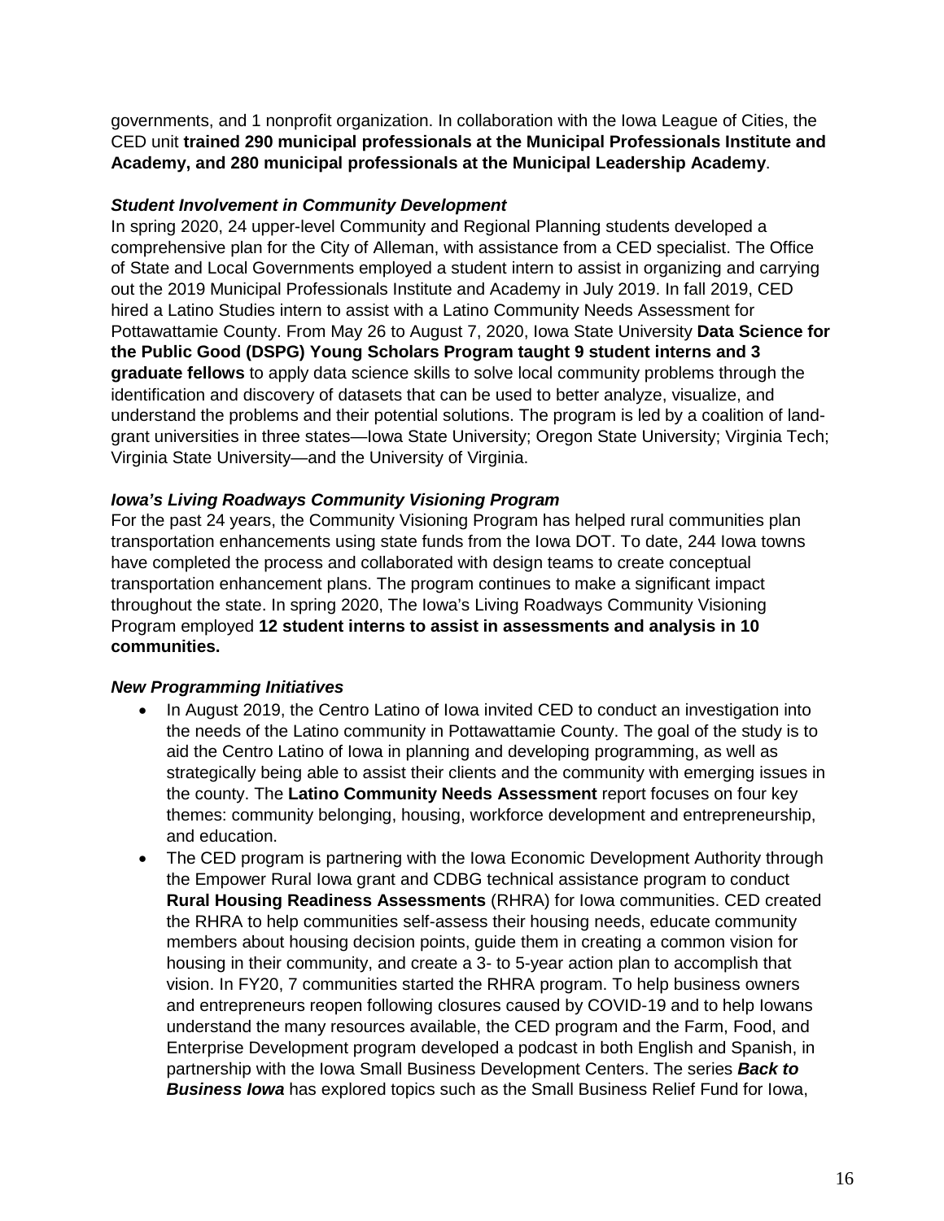governments, and 1 nonprofit organization. In collaboration with the Iowa League of Cities, the CED unit **trained 290 municipal professionals at the Municipal Professionals Institute and Academy, and 280 municipal professionals at the Municipal Leadership Academy**.

***Student Involvement in Community Development***

In spring 2020, 24 upper-level Community and Regional Planning students developed a comprehensive plan for the City of Alleman, with assistance from a CED specialist. The Office of State and Local Governments employed a student intern to assist in organizing and carrying out the 2019 Municipal Professionals Institute and Academy in July 2019. In fall 2019, CED hired a Latino Studies intern to assist with a Latino Community Needs Assessment for Pottawattamie County. From May 26 to August 7, 2020, Iowa State University **Data Science for the Public Good (DSPG) Young Scholars Program taught 9 student interns and 3 graduate fellows** to apply data science skills to solve local community problems through the identification and discovery of datasets that can be used to better analyze, visualize, and understand the problems and their potential solutions. The program is led by a coalition of land-grant universities in three states—Iowa State University; Oregon State University; Virginia Tech; Virginia State University—and the University of Virginia.

***Iowa's Living Roadways Community Visioning Program***

For the past 24 years, the Community Visioning Program has helped rural communities plan transportation enhancements using state funds from the Iowa DOT. To date, 244 Iowa towns have completed the process and collaborated with design teams to create conceptual transportation enhancement plans. The program continues to make a significant impact throughout the state. In spring 2020, The Iowa's Living Roadways Community Visioning Program employed **12 student interns to assist in assessments and analysis in 10 communities.**

***New Programming Initiatives***

- In August 2019, the Centro Latino of Iowa invited CED to conduct an investigation into the needs of the Latino community in Pottawattamie County. The goal of the study is to aid the Centro Latino of Iowa in planning and developing programming, as well as strategically being able to assist their clients and the community with emerging issues in the county. The **Latino Community Needs Assessment** report focuses on four key themes: community belonging, housing, workforce development and entrepreneurship, and education.
- The CED program is partnering with the Iowa Economic Development Authority through the Empower Rural Iowa grant and CDBG technical assistance program to conduct **Rural Housing Readiness Assessments** (RHRA) for Iowa communities. CED created the RHRA to help communities self-assess their housing needs, educate community members about housing decision points, guide them in creating a common vision for housing in their community, and create a 3- to 5-year action plan to accomplish that vision. In FY20, 7 communities started the RHRA program. To help business owners and entrepreneurs reopen following closures caused by COVID-19 and to help Iowans understand the many resources available, the CED program and the Farm, Food, and Enterprise Development program developed a podcast in both English and Spanish, in partnership with the Iowa Small Business Development Centers. The series ***Back to Business Iowa*** has explored topics such as the Small Business Relief Fund for Iowa,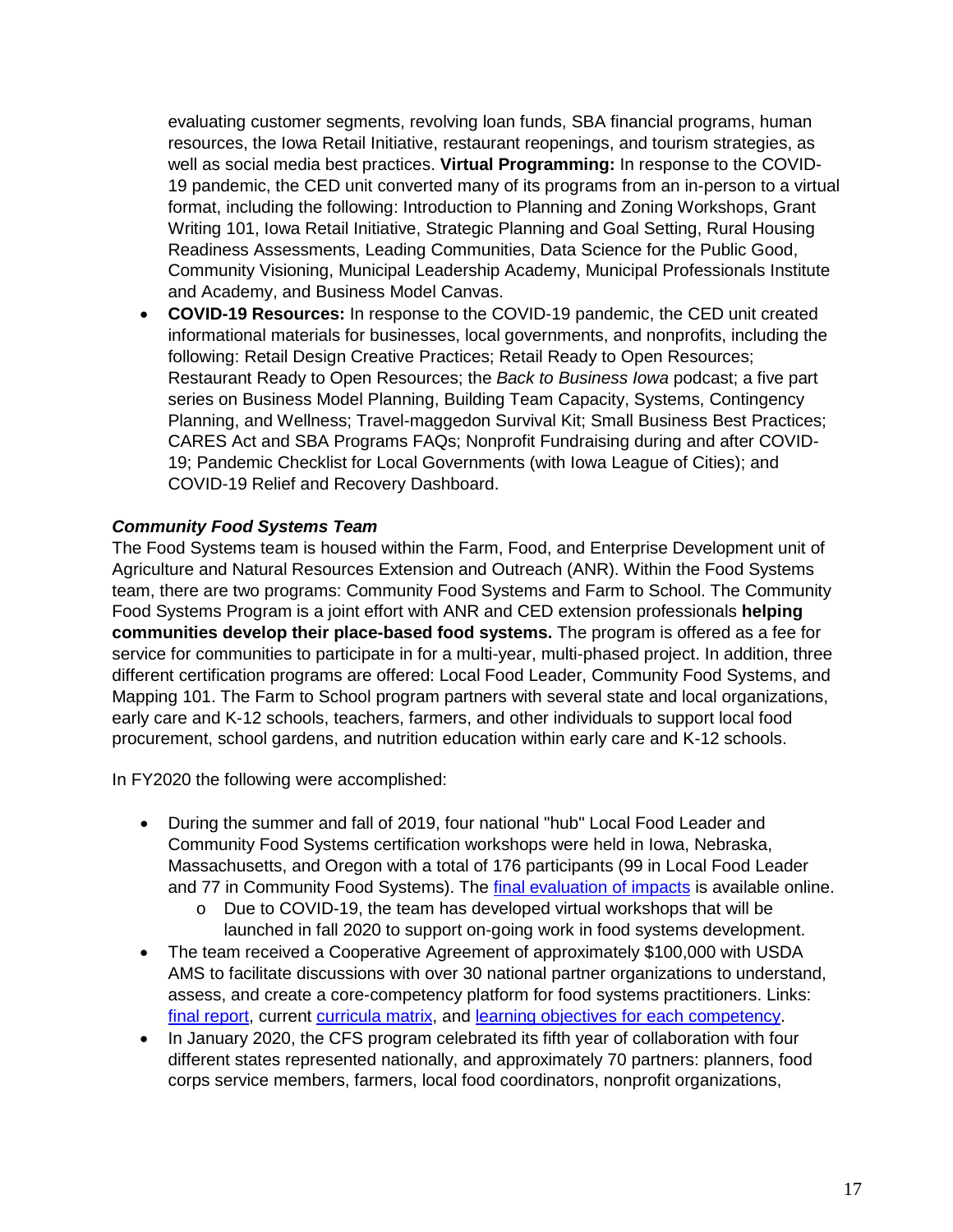evaluating customer segments, revolving loan funds, SBA financial programs, human resources, the Iowa Retail Initiative, restaurant reopenings, and tourism strategies, as well as social media best practices. **Virtual Programming:** In response to the COVID-19 pandemic, the CED unit converted many of its programs from an in-person to a virtual format, including the following: Introduction to Planning and Zoning Workshops, Grant Writing 101, Iowa Retail Initiative, Strategic Planning and Goal Setting, Rural Housing Readiness Assessments, Leading Communities, Data Science for the Public Good, Community Visioning, Municipal Leadership Academy, Municipal Professionals Institute and Academy, and Business Model Canvas.

- **COVID-19 Resources:** In response to the COVID-19 pandemic, the CED unit created informational materials for businesses, local governments, and nonprofits, including the following: Retail Design Creative Practices; Retail Ready to Open Resources; Restaurant Ready to Open Resources; the *Back to Business Iowa* podcast; a five part series on Business Model Planning, Building Team Capacity, Systems, Contingency Planning, and Wellness; Travel-maggedon Survival Kit; Small Business Best Practices; CARES Act and SBA Programs FAQs; Nonprofit Fundraising during and after COVID-19; Pandemic Checklist for Local Governments (with Iowa League of Cities); and COVID-19 Relief and Recovery Dashboard.

***Community Food Systems Team***

The Food Systems team is housed within the Farm, Food, and Enterprise Development unit of Agriculture and Natural Resources Extension and Outreach (ANR). Within the Food Systems team, there are two programs: Community Food Systems and Farm to School. The Community Food Systems Program is a joint effort with ANR and CED extension professionals **helping communities develop their place-based food systems.** The program is offered as a fee for service for communities to participate in for a multi-year, multi-phased project. In addition, three different certification programs are offered: Local Food Leader, Community Food Systems, and Mapping 101. The Farm to School program partners with several state and local organizations, early care and K-12 schools, teachers, farmers, and other individuals to support local food procurement, school gardens, and nutrition education within early care and K-12 schools.

In FY2020 the following were accomplished:

- During the summer and fall of 2019, four national "hub" Local Food Leader and Community Food Systems certification workshops were held in Iowa, Nebraska, Massachusetts, and Oregon with a total of 176 participants (99 in Local Food Leader and 77 in Community Food Systems). The final evaluation of impacts is available online.
    - Due to COVID-19, the team has developed virtual workshops that will be launched in fall 2020 to support on-going work in food systems development.
- The team received a Cooperative Agreement of approximately $100,000 with USDA AMS to facilitate discussions with over 30 national partner organizations to understand, assess, and create a core-competency platform for food systems practitioners. Links: final report, current curricula matrix, and learning objectives for each competency.
- In January 2020, the CFS program celebrated its fifth year of collaboration with four different states represented nationally, and approximately 70 partners: planners, food corps service members, farmers, local food coordinators, nonprofit organizations,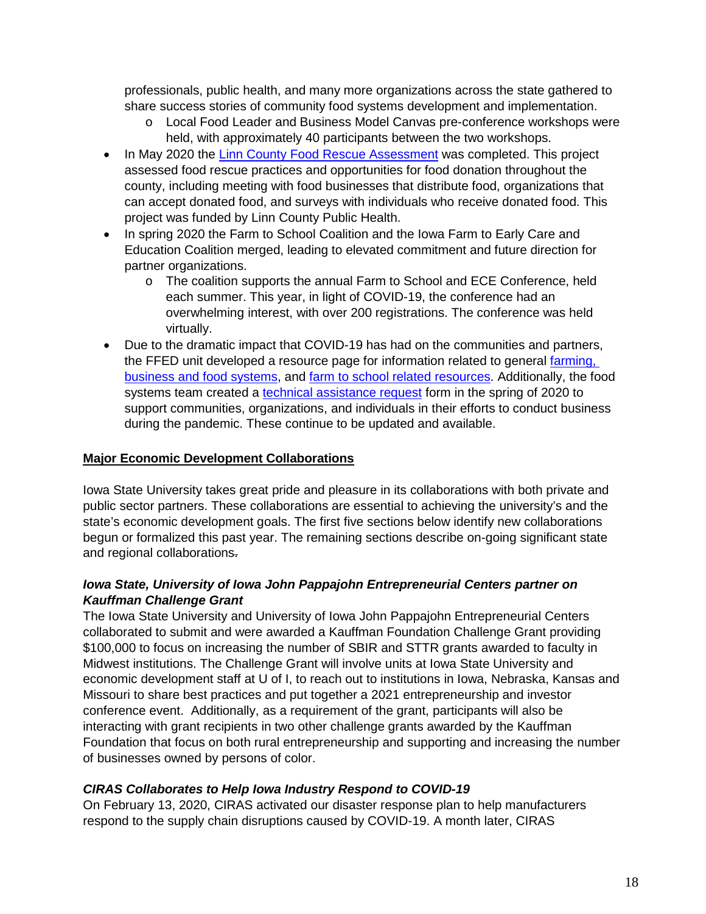professionals, public health, and many more organizations across the state gathered to share success stories of community food systems development and implementation.
  - Local Food Leader and Business Model Canvas pre-conference workshops were held, with approximately 40 participants between the two workshops.
- In May 2020 the [Linn County Food Rescue Assessment]() was completed. This project assessed food rescue practices and opportunities for food donation throughout the county, including meeting with food businesses that distribute food, organizations that can accept donated food, and surveys with individuals who receive donated food. This project was funded by Linn County Public Health.
- In spring 2020 the Farm to School Coalition and the Iowa Farm to Early Care and Education Coalition merged, leading to elevated commitment and future direction for partner organizations.
  - The coalition supports the annual Farm to School and ECE Conference, held each summer. This year, in light of COVID-19, the conference had an overwhelming interest, with over 200 registrations. The conference was held virtually.
- Due to the dramatic impact that COVID-19 has had on the communities and partners, the FFED unit developed a resource page for information related to general [farming, business and food systems](), and [farm to school related resources](). Additionally, the food systems team created a [technical assistance request]() form in the spring of 2020 to support communities, organizations, and individuals in their efforts to conduct business during the pandemic. These continue to be updated and available.

## Major Economic Development Collaborations

Iowa State University takes great pride and pleasure in its collaborations with both private and public sector partners. These collaborations are essential to achieving the university's and the state's economic development goals. The first five sections below identify new collaborations begun or formalized this past year. The remaining sections describe on-going significant state and regional collaborations.

### *Iowa State, University of Iowa John Pappajohn Entrepreneurial Centers partner on Kauffman Challenge Grant*

The Iowa State University and University of Iowa John Pappajohn Entrepreneurial Centers collaborated to submit and were awarded a Kauffman Foundation Challenge Grant providing $100,000 to focus on increasing the number of SBIR and STTR grants awarded to faculty in Midwest institutions. The Challenge Grant will involve units at Iowa State University and economic development staff at U of I, to reach out to institutions in Iowa, Nebraska, Kansas and Missouri to share best practices and put together a 2021 entrepreneurship and investor conference event. Additionally, as a requirement of the grant, participants will also be interacting with grant recipients in two other challenge grants awarded by the Kauffman Foundation that focus on both rural entrepreneurship and supporting and increasing the number of businesses owned by persons of color.

### *CIRAS Collaborates to Help Iowa Industry Respond to COVID-19*

On February 13, 2020, CIRAS activated our disaster response plan to help manufacturers respond to the supply chain disruptions caused by COVID-19. A month later, CIRAS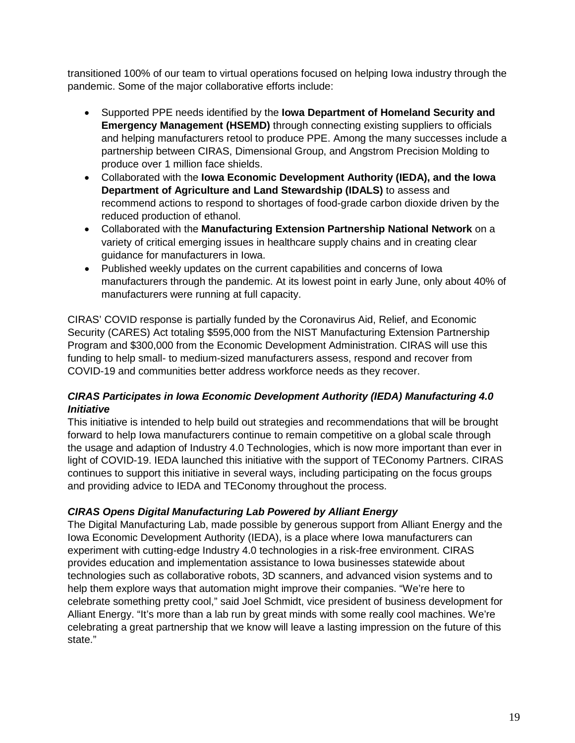transitioned 100% of our team to virtual operations focused on helping Iowa industry through the pandemic. Some of the major collaborative efforts include:

- Supported PPE needs identified by the **Iowa Department of Homeland Security and Emergency Management (HSEMD)** through connecting existing suppliers to officials and helping manufacturers retool to produce PPE. Among the many successes include a partnership between CIRAS, Dimensional Group, and Angstrom Precision Molding to produce over 1 million face shields.
- Collaborated with the **Iowa Economic Development Authority (IEDA), and the Iowa Department of Agriculture and Land Stewardship (IDALS)** to assess and recommend actions to respond to shortages of food-grade carbon dioxide driven by the reduced production of ethanol.
- Collaborated with the **Manufacturing Extension Partnership National Network** on a variety of critical emerging issues in healthcare supply chains and in creating clear guidance for manufacturers in Iowa.
- Published weekly updates on the current capabilities and concerns of Iowa manufacturers through the pandemic. At its lowest point in early June, only about 40% of manufacturers were running at full capacity.

CIRAS' COVID response is partially funded by the Coronavirus Aid, Relief, and Economic Security (CARES) Act totaling $595,000 from the NIST Manufacturing Extension Partnership Program and $300,000 from the Economic Development Administration. CIRAS will use this funding to help small- to medium-sized manufacturers assess, respond and recover from COVID-19 and communities better address workforce needs as they recover.

### *CIRAS Participates in Iowa Economic Development Authority (IEDA) Manufacturing 4.0 Initiative*

This initiative is intended to help build out strategies and recommendations that will be brought forward to help Iowa manufacturers continue to remain competitive on a global scale through the usage and adaption of Industry 4.0 Technologies, which is now more important than ever in light of COVID-19. IEDA launched this initiative with the support of TEConomy Partners. CIRAS continues to support this initiative in several ways, including participating on the focus groups and providing advice to IEDA and TEConomy throughout the process.

### *CIRAS Opens Digital Manufacturing Lab Powered by Alliant Energy*

The Digital Manufacturing Lab, made possible by generous support from Alliant Energy and the Iowa Economic Development Authority (IEDA), is a place where Iowa manufacturers can experiment with cutting-edge Industry 4.0 technologies in a risk-free environment. CIRAS provides education and implementation assistance to Iowa businesses statewide about technologies such as collaborative robots, 3D scanners, and advanced vision systems and to help them explore ways that automation might improve their companies. "We're here to celebrate something pretty cool," said Joel Schmidt, vice president of business development for Alliant Energy. "It's more than a lab run by great minds with some really cool machines. We're celebrating a great partnership that we know will leave a lasting impression on the future of this state."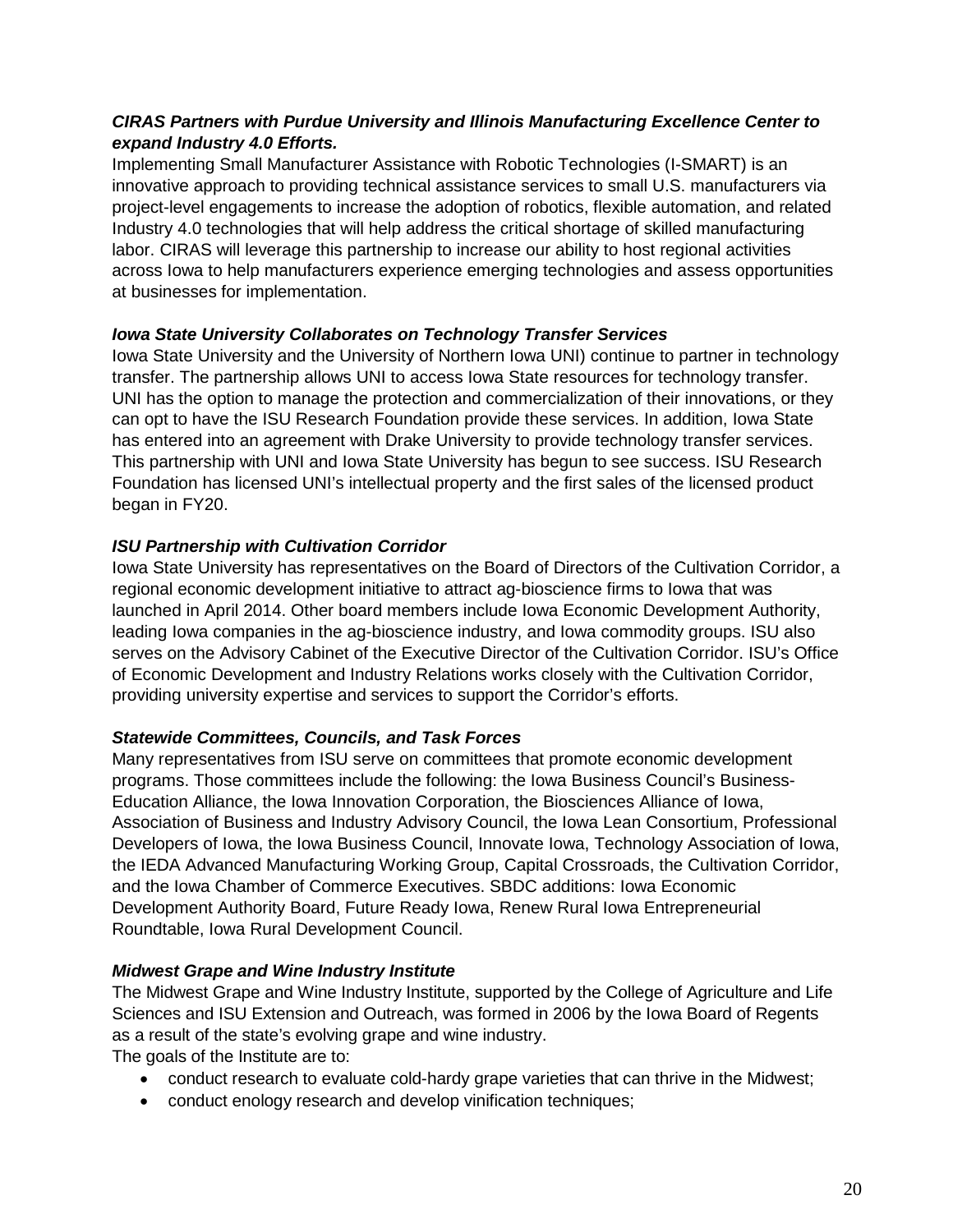***CIRAS Partners with Purdue University and Illinois Manufacturing Excellence Center to expand Industry 4.0 Efforts.***

Implementing Small Manufacturer Assistance with Robotic Technologies (I-SMART) is an innovative approach to providing technical assistance services to small U.S. manufacturers via project-level engagements to increase the adoption of robotics, flexible automation, and related Industry 4.0 technologies that will help address the critical shortage of skilled manufacturing labor. CIRAS will leverage this partnership to increase our ability to host regional activities across Iowa to help manufacturers experience emerging technologies and assess opportunities at businesses for implementation.

***Iowa State University Collaborates on Technology Transfer Services***

Iowa State University and the University of Northern Iowa UNI) continue to partner in technology transfer. The partnership allows UNI to access Iowa State resources for technology transfer. UNI has the option to manage the protection and commercialization of their innovations, or they can opt to have the ISU Research Foundation provide these services. In addition, Iowa State has entered into an agreement with Drake University to provide technology transfer services. This partnership with UNI and Iowa State University has begun to see success. ISU Research Foundation has licensed UNI's intellectual property and the first sales of the licensed product began in FY20.

***ISU Partnership with Cultivation Corridor***

Iowa State University has representatives on the Board of Directors of the Cultivation Corridor, a regional economic development initiative to attract ag-bioscience firms to Iowa that was launched in April 2014. Other board members include Iowa Economic Development Authority, leading Iowa companies in the ag-bioscience industry, and Iowa commodity groups. ISU also serves on the Advisory Cabinet of the Executive Director of the Cultivation Corridor. ISU's Office of Economic Development and Industry Relations works closely with the Cultivation Corridor, providing university expertise and services to support the Corridor's efforts.

***Statewide Committees, Councils, and Task Forces***

Many representatives from ISU serve on committees that promote economic development programs. Those committees include the following: the Iowa Business Council's Business-Education Alliance, the Iowa Innovation Corporation, the Biosciences Alliance of Iowa, Association of Business and Industry Advisory Council, the Iowa Lean Consortium, Professional Developers of Iowa, the Iowa Business Council, Innovate Iowa, Technology Association of Iowa, the IEDA Advanced Manufacturing Working Group, Capital Crossroads, the Cultivation Corridor, and the Iowa Chamber of Commerce Executives. SBDC additions: Iowa Economic Development Authority Board, Future Ready Iowa, Renew Rural Iowa Entrepreneurial Roundtable, Iowa Rural Development Council.

***Midwest Grape and Wine Industry Institute***

The Midwest Grape and Wine Industry Institute, supported by the College of Agriculture and Life Sciences and ISU Extension and Outreach, was formed in 2006 by the Iowa Board of Regents as a result of the state's evolving grape and wine industry.

The goals of the Institute are to:

- conduct research to evaluate cold-hardy grape varieties that can thrive in the Midwest;
- conduct enology research and develop vinification techniques;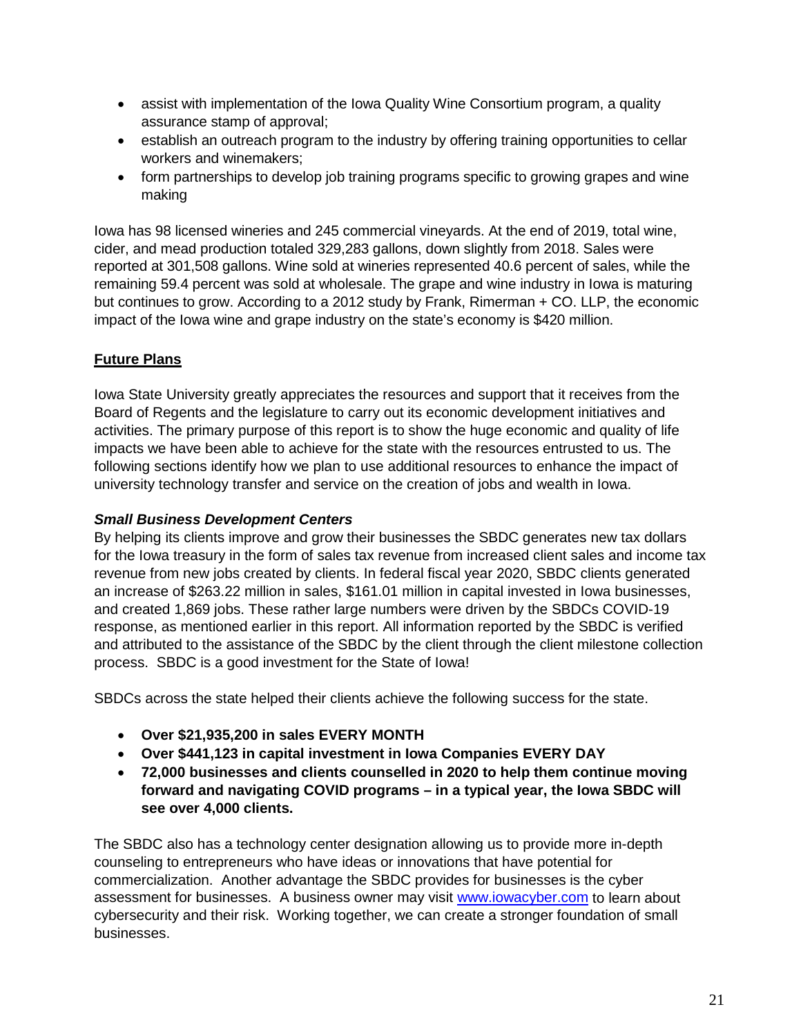- assist with implementation of the Iowa Quality Wine Consortium program, a quality assurance stamp of approval;
- establish an outreach program to the industry by offering training opportunities to cellar workers and winemakers;
- form partnerships to develop job training programs specific to growing grapes and wine making

Iowa has 98 licensed wineries and 245 commercial vineyards. At the end of 2019, total wine, cider, and mead production totaled 329,283 gallons, down slightly from 2018. Sales were reported at 301,508 gallons. Wine sold at wineries represented 40.6 percent of sales, while the remaining 59.4 percent was sold at wholesale. The grape and wine industry in Iowa is maturing but continues to grow. According to a 2012 study by Frank, Rimerman + CO. LLP, the economic impact of the Iowa wine and grape industry on the state's economy is $420 million.

## Future Plans

Iowa State University greatly appreciates the resources and support that it receives from the Board of Regents and the legislature to carry out its economic development initiatives and activities. The primary purpose of this report is to show the huge economic and quality of life impacts we have been able to achieve for the state with the resources entrusted to us. The following sections identify how we plan to use additional resources to enhance the impact of university technology transfer and service on the creation of jobs and wealth in Iowa.

### *Small Business Development Centers*

By helping its clients improve and grow their businesses the SBDC generates new tax dollars for the Iowa treasury in the form of sales tax revenue from increased client sales and income tax revenue from new jobs created by clients. In federal fiscal year 2020, SBDC clients generated an increase of $263.22 million in sales, $161.01 million in capital invested in Iowa businesses, and created 1,869 jobs. These rather large numbers were driven by the SBDCs COVID-19 response, as mentioned earlier in this report. All information reported by the SBDC is verified and attributed to the assistance of the SBDC by the client through the client milestone collection process. SBDC is a good investment for the State of Iowa!

SBDCs across the state helped their clients achieve the following success for the state.

- **Over $21,935,200 in sales EVERY MONTH**
- **Over $441,123 in capital investment in Iowa Companies EVERY DAY**
- **72,000 businesses and clients counselled in 2020 to help them continue moving forward and navigating COVID programs – in a typical year, the Iowa SBDC will see over 4,000 clients.**

The SBDC also has a technology center designation allowing us to provide more in-depth counseling to entrepreneurs who have ideas or innovations that have potential for commercialization. Another advantage the SBDC provides for businesses is the cyber assessment for businesses. A business owner may visit [www.iowacyber.com](http://www.iowacyber.com) to learn about cybersecurity and their risk. Working together, we can create a stronger foundation of small businesses.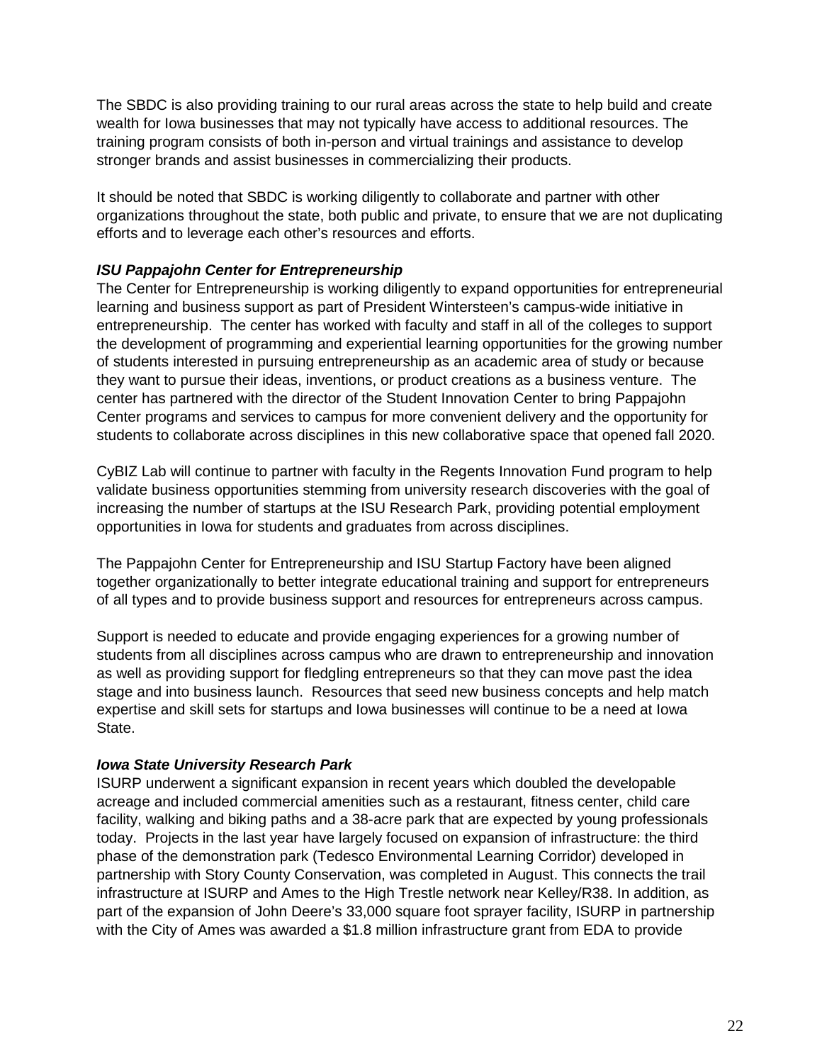The SBDC is also providing training to our rural areas across the state to help build and create wealth for Iowa businesses that may not typically have access to additional resources. The training program consists of both in-person and virtual trainings and assistance to develop stronger brands and assist businesses in commercializing their products.

It should be noted that SBDC is working diligently to collaborate and partner with other organizations throughout the state, both public and private, to ensure that we are not duplicating efforts and to leverage each other's resources and efforts.

***ISU Pappajohn Center for Entrepreneurship***

The Center for Entrepreneurship is working diligently to expand opportunities for entrepreneurial learning and business support as part of President Wintersteen's campus-wide initiative in entrepreneurship. The center has worked with faculty and staff in all of the colleges to support the development of programming and experiential learning opportunities for the growing number of students interested in pursuing entrepreneurship as an academic area of study or because they want to pursue their ideas, inventions, or product creations as a business venture. The center has partnered with the director of the Student Innovation Center to bring Pappajohn Center programs and services to campus for more convenient delivery and the opportunity for students to collaborate across disciplines in this new collaborative space that opened fall 2020.

CyBIZ Lab will continue to partner with faculty in the Regents Innovation Fund program to help validate business opportunities stemming from university research discoveries with the goal of increasing the number of startups at the ISU Research Park, providing potential employment opportunities in Iowa for students and graduates from across disciplines.

The Pappajohn Center for Entrepreneurship and ISU Startup Factory have been aligned together organizationally to better integrate educational training and support for entrepreneurs of all types and to provide business support and resources for entrepreneurs across campus.

Support is needed to educate and provide engaging experiences for a growing number of students from all disciplines across campus who are drawn to entrepreneurship and innovation as well as providing support for fledgling entrepreneurs so that they can move past the idea stage and into business launch. Resources that seed new business concepts and help match expertise and skill sets for startups and Iowa businesses will continue to be a need at Iowa State.

***Iowa State University Research Park***

ISURP underwent a significant expansion in recent years which doubled the developable acreage and included commercial amenities such as a restaurant, fitness center, child care facility, walking and biking paths and a 38-acre park that are expected by young professionals today. Projects in the last year have largely focused on expansion of infrastructure: the third phase of the demonstration park (Tedesco Environmental Learning Corridor) developed in partnership with Story County Conservation, was completed in August. This connects the trail infrastructure at ISURP and Ames to the High Trestle network near Kelley/R38. In addition, as part of the expansion of John Deere's 33,000 square foot sprayer facility, ISURP in partnership with the City of Ames was awarded a $1.8 million infrastructure grant from EDA to provide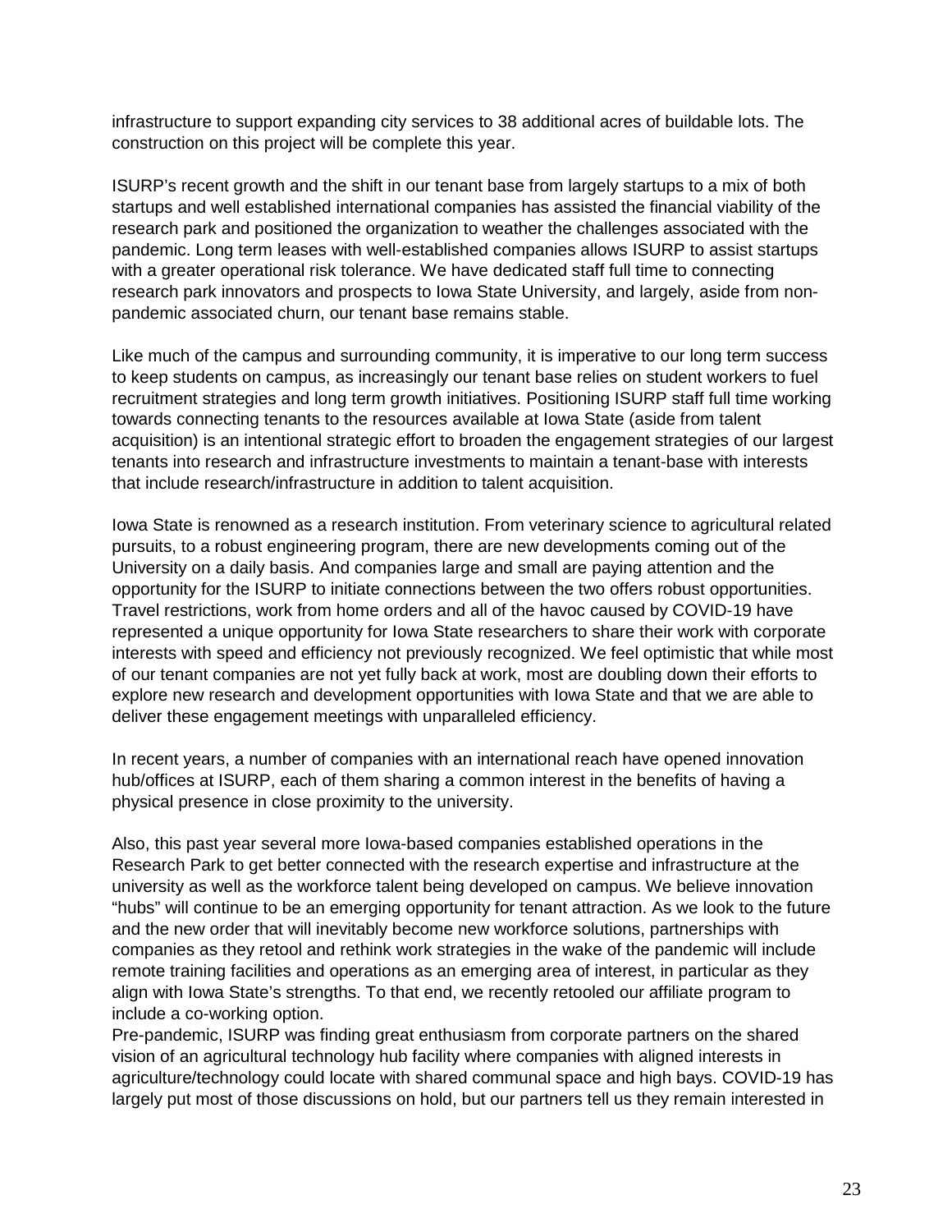infrastructure to support expanding city services to 38 additional acres of buildable lots. The construction on this project will be complete this year.

ISURP's recent growth and the shift in our tenant base from largely startups to a mix of both startups and well established international companies has assisted the financial viability of the research park and positioned the organization to weather the challenges associated with the pandemic. Long term leases with well-established companies allows ISURP to assist startups with a greater operational risk tolerance. We have dedicated staff full time to connecting research park innovators and prospects to Iowa State University, and largely, aside from non-pandemic associated churn, our tenant base remains stable.

Like much of the campus and surrounding community, it is imperative to our long term success to keep students on campus, as increasingly our tenant base relies on student workers to fuel recruitment strategies and long term growth initiatives. Positioning ISURP staff full time working towards connecting tenants to the resources available at Iowa State (aside from talent acquisition) is an intentional strategic effort to broaden the engagement strategies of our largest tenants into research and infrastructure investments to maintain a tenant-base with interests that include research/infrastructure in addition to talent acquisition.

Iowa State is renowned as a research institution. From veterinary science to agricultural related pursuits, to a robust engineering program, there are new developments coming out of the University on a daily basis. And companies large and small are paying attention and the opportunity for the ISURP to initiate connections between the two offers robust opportunities. Travel restrictions, work from home orders and all of the havoc caused by COVID-19 have represented a unique opportunity for Iowa State researchers to share their work with corporate interests with speed and efficiency not previously recognized. We feel optimistic that while most of our tenant companies are not yet fully back at work, most are doubling down their efforts to explore new research and development opportunities with Iowa State and that we are able to deliver these engagement meetings with unparalleled efficiency.

In recent years, a number of companies with an international reach have opened innovation hub/offices at ISURP, each of them sharing a common interest in the benefits of having a physical presence in close proximity to the university.

Also, this past year several more Iowa-based companies established operations in the Research Park to get better connected with the research expertise and infrastructure at the university as well as the workforce talent being developed on campus. We believe innovation "hubs" will continue to be an emerging opportunity for tenant attraction. As we look to the future and the new order that will inevitably become new workforce solutions, partnerships with companies as they retool and rethink work strategies in the wake of the pandemic will include remote training facilities and operations as an emerging area of interest, in particular as they align with Iowa State's strengths. To that end, we recently retooled our affiliate program to include a co-working option.

Pre-pandemic, ISURP was finding great enthusiasm from corporate partners on the shared vision of an agricultural technology hub facility where companies with aligned interests in agriculture/technology could locate with shared communal space and high bays. COVID-19 has largely put most of those discussions on hold, but our partners tell us they remain interested in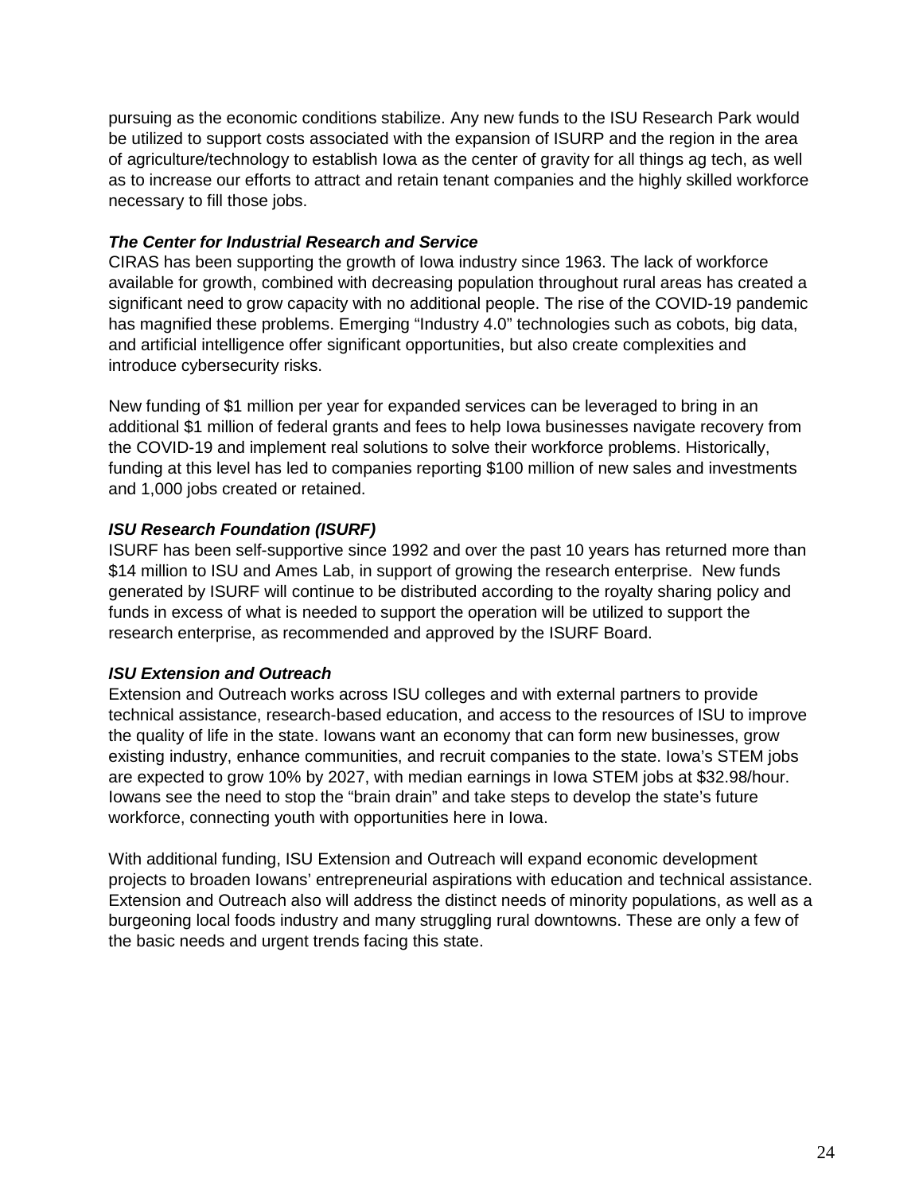pursuing as the economic conditions stabilize. Any new funds to the ISU Research Park would be utilized to support costs associated with the expansion of ISURP and the region in the area of agriculture/technology to establish Iowa as the center of gravity for all things ag tech, as well as to increase our efforts to attract and retain tenant companies and the highly skilled workforce necessary to fill those jobs.

***The Center for Industrial Research and Service***

CIRAS has been supporting the growth of Iowa industry since 1963. The lack of workforce available for growth, combined with decreasing population throughout rural areas has created a significant need to grow capacity with no additional people. The rise of the COVID-19 pandemic has magnified these problems. Emerging "Industry 4.0" technologies such as cobots, big data, and artificial intelligence offer significant opportunities, but also create complexities and introduce cybersecurity risks.

New funding of $1 million per year for expanded services can be leveraged to bring in an additional $1 million of federal grants and fees to help Iowa businesses navigate recovery from the COVID-19 and implement real solutions to solve their workforce problems. Historically, funding at this level has led to companies reporting $100 million of new sales and investments and 1,000 jobs created or retained.

***ISU Research Foundation (ISURF)***

ISURF has been self-supportive since 1992 and over the past 10 years has returned more than $14 million to ISU and Ames Lab, in support of growing the research enterprise. New funds generated by ISURF will continue to be distributed according to the royalty sharing policy and funds in excess of what is needed to support the operation will be utilized to support the research enterprise, as recommended and approved by the ISURF Board.

***ISU Extension and Outreach***

Extension and Outreach works across ISU colleges and with external partners to provide technical assistance, research-based education, and access to the resources of ISU to improve the quality of life in the state. Iowans want an economy that can form new businesses, grow existing industry, enhance communities, and recruit companies to the state. Iowa's STEM jobs are expected to grow 10% by 2027, with median earnings in Iowa STEM jobs at $32.98/hour. Iowans see the need to stop the "brain drain" and take steps to develop the state's future workforce, connecting youth with opportunities here in Iowa.

With additional funding, ISU Extension and Outreach will expand economic development projects to broaden Iowans' entrepreneurial aspirations with education and technical assistance. Extension and Outreach also will address the distinct needs of minority populations, as well as a burgeoning local foods industry and many struggling rural downtowns. These are only a few of the basic needs and urgent trends facing this state.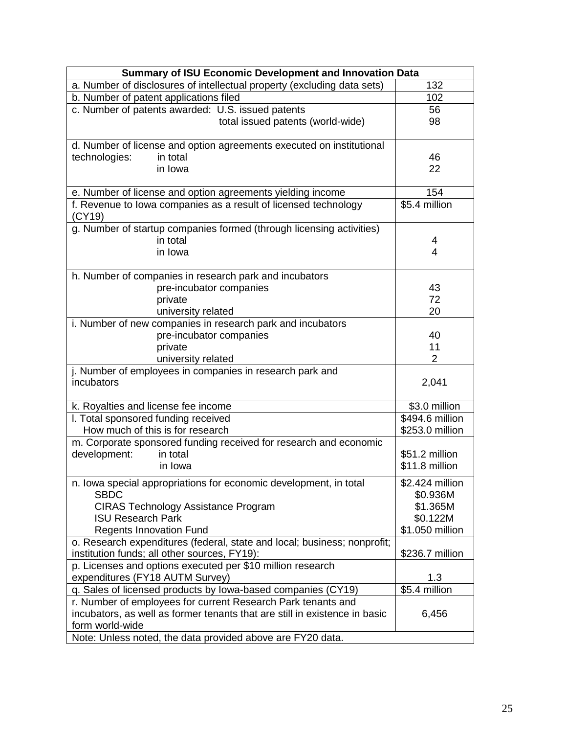| Summary of ISU Economic Development and Innovation Data | |
|---|---|
| a. Number of disclosures of intellectual property (excluding data sets) | 132 |
| b. Number of patent applications filed | 102 |
| c. Number of patents awarded: U.S. issued patents | 56 |
| total issued patents (world-wide) | 98 |
| d. Number of license and option agreements executed on institutional technologies: in total | 46 |
| in Iowa | 22 |
| e. Number of license and option agreements yielding income | 154 |
| f. Revenue to Iowa companies as a result of licensed technology (CY19) | $5.4 million |
| g. Number of startup companies formed (through licensing activities) in total | 4 |
| in Iowa | 4 |
| h. Number of companies in research park and incubators pre-incubator companies | 43 |
| private | 72 |
| university related | 20 |
| i. Number of new companies in research park and incubators pre-incubator companies | 40 |
| private | 11 |
| university related | 2 |
| j. Number of employees in companies in research park and incubators | 2,041 |
| k. Royalties and license fee income | $3.0 million |
| l. Total sponsored funding received | $494.6 million |
| How much of this is for research | $253.0 million |
| m. Corporate sponsored funding received for research and economic development: in total | $51.2 million |
| in Iowa | $11.8 million |
| n. Iowa special appropriations for economic development, in total | $2.424 million |
| SBDC | $0.936M |
| CIRAS Technology Assistance Program | $1.365M |
| ISU Research Park | $0.122M |
| Regents Innovation Fund | $1.050 million |
| o. Research expenditures (federal, state and local; business; nonprofit; institution funds; all other sources, FY19): | $236.7 million |
| p. Licenses and options executed per $10 million research expenditures (FY18 AUTM Survey) | 1.3 |
| q. Sales of licensed products by Iowa-based companies (CY19) | $5.4 million |
| r. Number of employees for current Research Park tenants and incubators, as well as former tenants that are still in existence in basic form world-wide | 6,456 |
| Note: Unless noted, the data provided above are FY20 data. | |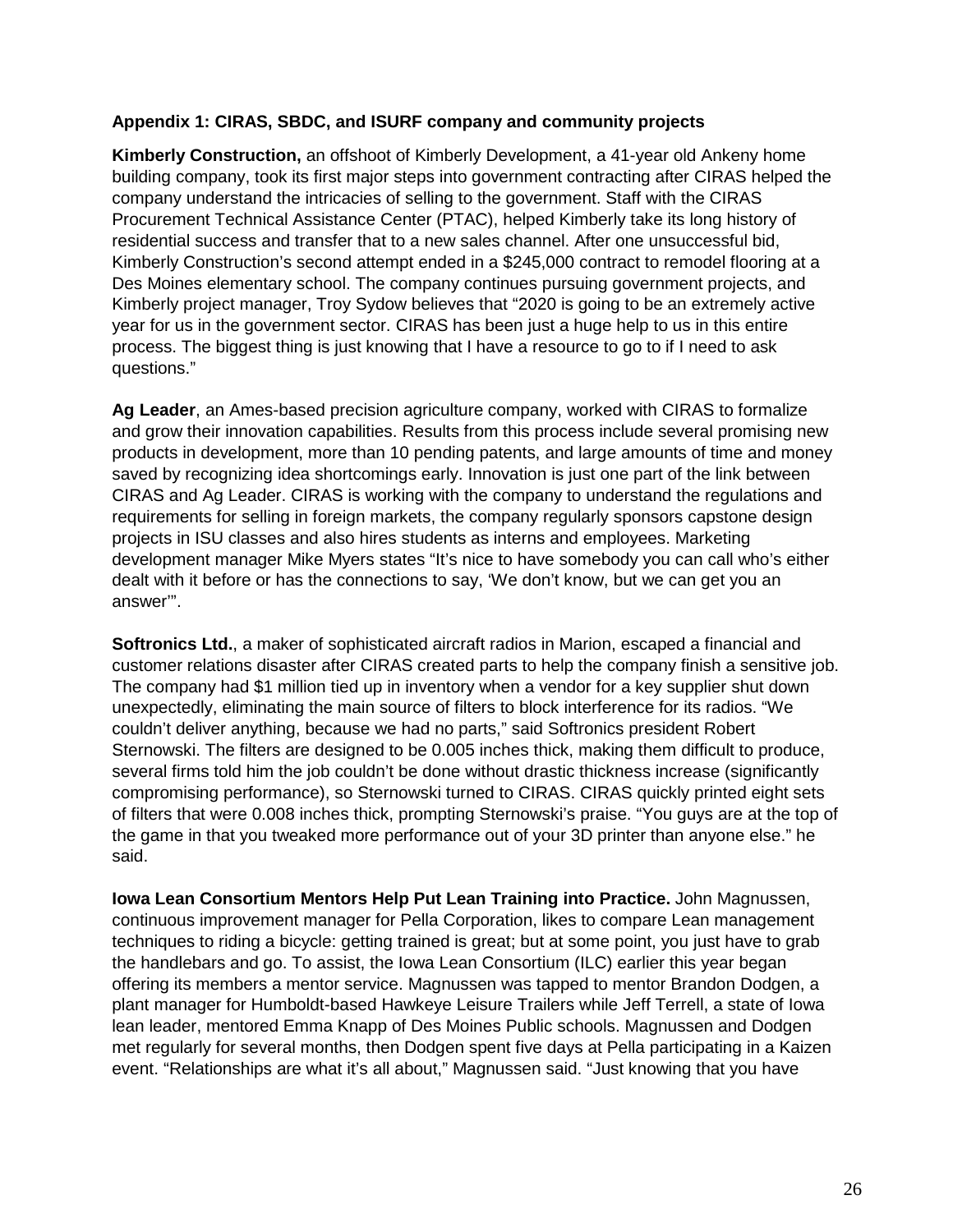**Appendix 1: CIRAS, SBDC, and ISURF company and community projects**

**Kimberly Construction,** an offshoot of Kimberly Development, a 41-year old Ankeny home building company, took its first major steps into government contracting after CIRAS helped the company understand the intricacies of selling to the government. Staff with the CIRAS Procurement Technical Assistance Center (PTAC), helped Kimberly take its long history of residential success and transfer that to a new sales channel. After one unsuccessful bid, Kimberly Construction's second attempt ended in a $245,000 contract to remodel flooring at a Des Moines elementary school. The company continues pursuing government projects, and Kimberly project manager, Troy Sydow believes that "2020 is going to be an extremely active year for us in the government sector. CIRAS has been just a huge help to us in this entire process. The biggest thing is just knowing that I have a resource to go to if I need to ask questions."

**Ag Leader**, an Ames-based precision agriculture company, worked with CIRAS to formalize and grow their innovation capabilities. Results from this process include several promising new products in development, more than 10 pending patents, and large amounts of time and money saved by recognizing idea shortcomings early. Innovation is just one part of the link between CIRAS and Ag Leader. CIRAS is working with the company to understand the regulations and requirements for selling in foreign markets, the company regularly sponsors capstone design projects in ISU classes and also hires students as interns and employees. Marketing development manager Mike Myers states "It's nice to have somebody you can call who's either dealt with it before or has the connections to say, 'We don't know, but we can get you an answer'".

**Softronics Ltd.**, a maker of sophisticated aircraft radios in Marion, escaped a financial and customer relations disaster after CIRAS created parts to help the company finish a sensitive job. The company had $1 million tied up in inventory when a vendor for a key supplier shut down unexpectedly, eliminating the main source of filters to block interference for its radios. "We couldn't deliver anything, because we had no parts," said Softronics president Robert Sternowski. The filters are designed to be 0.005 inches thick, making them difficult to produce, several firms told him the job couldn't be done without drastic thickness increase (significantly compromising performance), so Sternowski turned to CIRAS. CIRAS quickly printed eight sets of filters that were 0.008 inches thick, prompting Sternowski's praise. "You guys are at the top of the game in that you tweaked more performance out of your 3D printer than anyone else." he said.

**Iowa Lean Consortium Mentors Help Put Lean Training into Practice.** John Magnussen, continuous improvement manager for Pella Corporation, likes to compare Lean management techniques to riding a bicycle: getting trained is great; but at some point, you just have to grab the handlebars and go. To assist, the Iowa Lean Consortium (ILC) earlier this year began offering its members a mentor service. Magnussen was tapped to mentor Brandon Dodgen, a plant manager for Humboldt-based Hawkeye Leisure Trailers while Jeff Terrell, a state of Iowa lean leader, mentored Emma Knapp of Des Moines Public schools. Magnussen and Dodgen met regularly for several months, then Dodgen spent five days at Pella participating in a Kaizen event. "Relationships are what it's all about," Magnussen said. "Just knowing that you have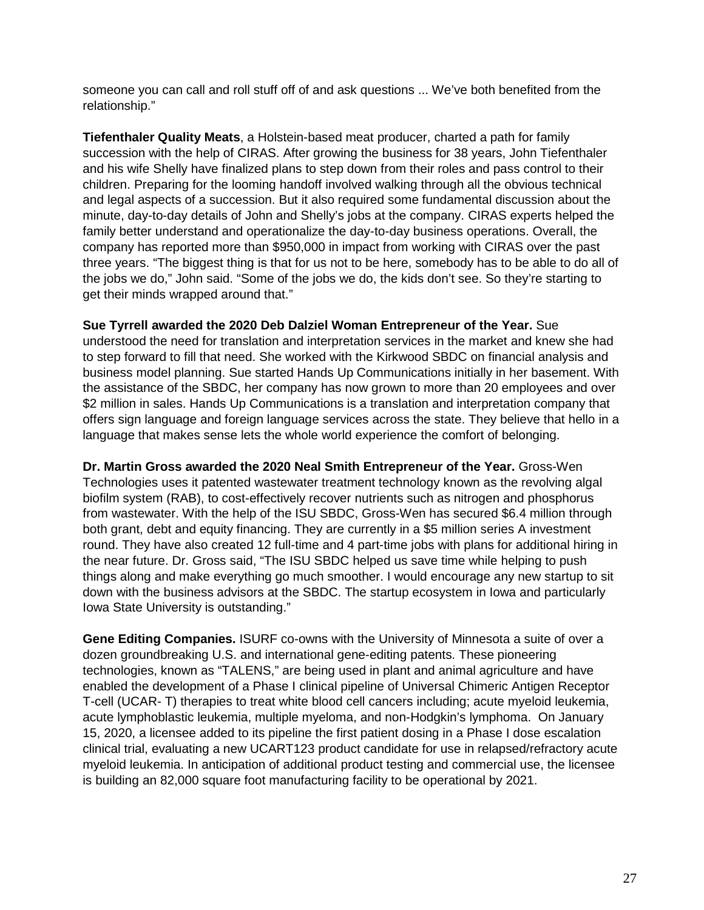someone you can call and roll stuff off of and ask questions ... We've both benefited from the relationship."

**Tiefenthaler Quality Meats**, a Holstein-based meat producer, charted a path for family succession with the help of CIRAS. After growing the business for 38 years, John Tiefenthaler and his wife Shelly have finalized plans to step down from their roles and pass control to their children. Preparing for the looming handoff involved walking through all the obvious technical and legal aspects of a succession. But it also required some fundamental discussion about the minute, day-to-day details of John and Shelly's jobs at the company. CIRAS experts helped the family better understand and operationalize the day-to-day business operations. Overall, the company has reported more than $950,000 in impact from working with CIRAS over the past three years. "The biggest thing is that for us not to be here, somebody has to be able to do all of the jobs we do," John said. "Some of the jobs we do, the kids don't see. So they're starting to get their minds wrapped around that."

**Sue Tyrrell awarded the 2020 Deb Dalziel Woman Entrepreneur of the Year.** Sue understood the need for translation and interpretation services in the market and knew she had to step forward to fill that need. She worked with the Kirkwood SBDC on financial analysis and business model planning. Sue started Hands Up Communications initially in her basement. With the assistance of the SBDC, her company has now grown to more than 20 employees and over $2 million in sales. Hands Up Communications is a translation and interpretation company that offers sign language and foreign language services across the state. They believe that hello in a language that makes sense lets the whole world experience the comfort of belonging.

**Dr. Martin Gross awarded the 2020 Neal Smith Entrepreneur of the Year.** Gross-Wen Technologies uses it patented wastewater treatment technology known as the revolving algal biofilm system (RAB), to cost-effectively recover nutrients such as nitrogen and phosphorus from wastewater. With the help of the ISU SBDC, Gross-Wen has secured $6.4 million through both grant, debt and equity financing. They are currently in a $5 million series A investment round. They have also created 12 full-time and 4 part-time jobs with plans for additional hiring in the near future. Dr. Gross said, "The ISU SBDC helped us save time while helping to push things along and make everything go much smoother. I would encourage any new startup to sit down with the business advisors at the SBDC. The startup ecosystem in Iowa and particularly Iowa State University is outstanding."

**Gene Editing Companies.** ISURF co-owns with the University of Minnesota a suite of over a dozen groundbreaking U.S. and international gene-editing patents. These pioneering technologies, known as "TALENS," are being used in plant and animal agriculture and have enabled the development of a Phase I clinical pipeline of Universal Chimeric Antigen Receptor T-cell (UCAR- T) therapies to treat white blood cell cancers including; acute myeloid leukemia, acute lymphoblastic leukemia, multiple myeloma, and non-Hodgkin's lymphoma. On January 15, 2020, a licensee added to its pipeline the first patient dosing in a Phase I dose escalation clinical trial, evaluating a new UCART123 product candidate for use in relapsed/refractory acute myeloid leukemia. In anticipation of additional product testing and commercial use, the licensee is building an 82,000 square foot manufacturing facility to be operational by 2021.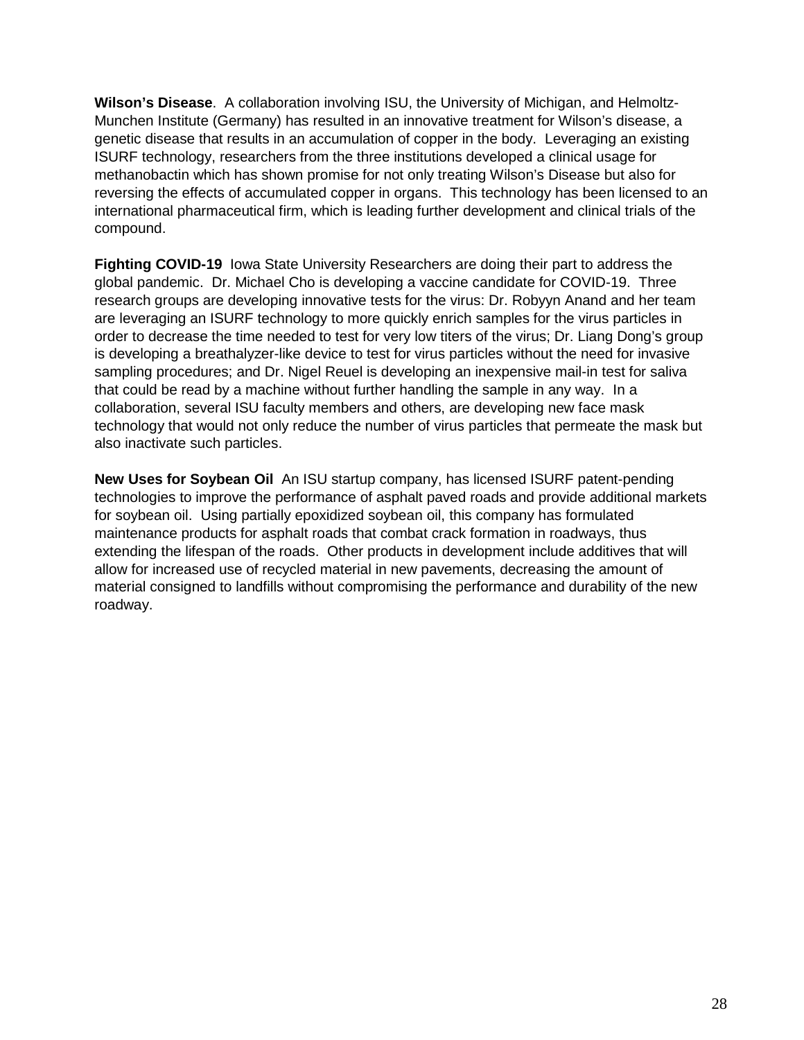**Wilson's Disease**. A collaboration involving ISU, the University of Michigan, and Helmoltz-Munchen Institute (Germany) has resulted in an innovative treatment for Wilson's disease, a genetic disease that results in an accumulation of copper in the body. Leveraging an existing ISURF technology, researchers from the three institutions developed a clinical usage for methanobactin which has shown promise for not only treating Wilson's Disease but also for reversing the effects of accumulated copper in organs. This technology has been licensed to an international pharmaceutical firm, which is leading further development and clinical trials of the compound.

**Fighting COVID-19** Iowa State University Researchers are doing their part to address the global pandemic. Dr. Michael Cho is developing a vaccine candidate for COVID-19. Three research groups are developing innovative tests for the virus: Dr. Robyyn Anand and her team are leveraging an ISURF technology to more quickly enrich samples for the virus particles in order to decrease the time needed to test for very low titers of the virus; Dr. Liang Dong's group is developing a breathalyzer-like device to test for virus particles without the need for invasive sampling procedures; and Dr. Nigel Reuel is developing an inexpensive mail-in test for saliva that could be read by a machine without further handling the sample in any way. In a collaboration, several ISU faculty members and others, are developing new face mask technology that would not only reduce the number of virus particles that permeate the mask but also inactivate such particles.

**New Uses for Soybean Oil** An ISU startup company, has licensed ISURF patent-pending technologies to improve the performance of asphalt paved roads and provide additional markets for soybean oil. Using partially epoxidized soybean oil, this company has formulated maintenance products for asphalt roads that combat crack formation in roadways, thus extending the lifespan of the roads. Other products in development include additives that will allow for increased use of recycled material in new pavements, decreasing the amount of material consigned to landfills without compromising the performance and durability of the new roadway.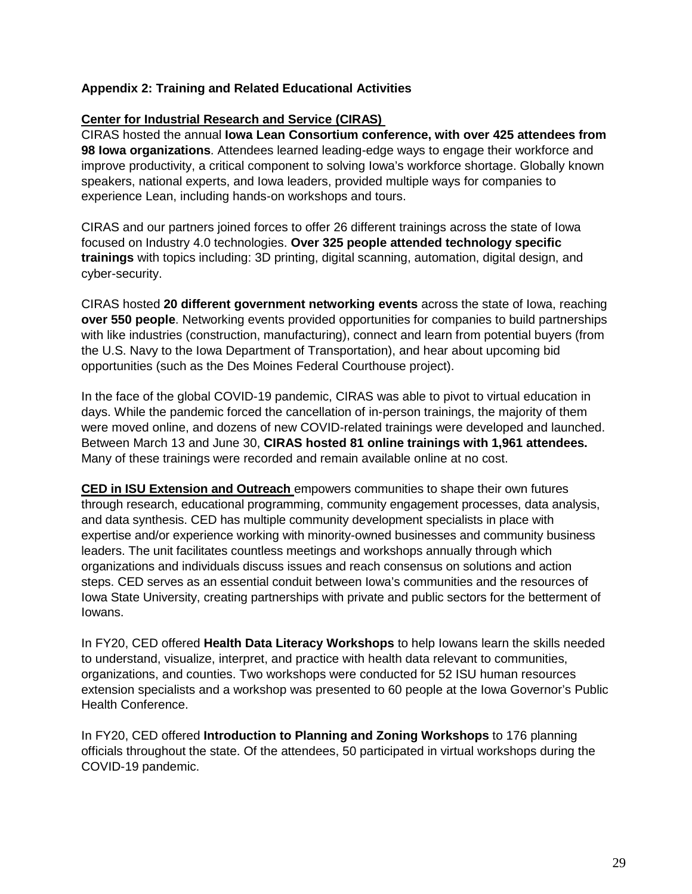**Appendix 2: Training and Related Educational Activities**

**Center for Industrial Research and Service (CIRAS)**

CIRAS hosted the annual **Iowa Lean Consortium conference, with over 425 attendees from 98 Iowa organizations**. Attendees learned leading-edge ways to engage their workforce and improve productivity, a critical component to solving Iowa's workforce shortage. Globally known speakers, national experts, and Iowa leaders, provided multiple ways for companies to experience Lean, including hands-on workshops and tours.

CIRAS and our partners joined forces to offer 26 different trainings across the state of Iowa focused on Industry 4.0 technologies. **Over 325 people attended technology specific trainings** with topics including: 3D printing, digital scanning, automation, digital design, and cyber-security.

CIRAS hosted **20 different government networking events** across the state of Iowa, reaching **over 550 people**. Networking events provided opportunities for companies to build partnerships with like industries (construction, manufacturing), connect and learn from potential buyers (from the U.S. Navy to the Iowa Department of Transportation), and hear about upcoming bid opportunities (such as the Des Moines Federal Courthouse project).

In the face of the global COVID-19 pandemic, CIRAS was able to pivot to virtual education in days. While the pandemic forced the cancellation of in-person trainings, the majority of them were moved online, and dozens of new COVID-related trainings were developed and launched. Between March 13 and June 30, **CIRAS hosted 81 online trainings with 1,961 attendees.** Many of these trainings were recorded and remain available online at no cost.

**CED in ISU Extension and Outreach** empowers communities to shape their own futures through research, educational programming, community engagement processes, data analysis, and data synthesis. CED has multiple community development specialists in place with expertise and/or experience working with minority-owned businesses and community business leaders. The unit facilitates countless meetings and workshops annually through which organizations and individuals discuss issues and reach consensus on solutions and action steps. CED serves as an essential conduit between Iowa's communities and the resources of Iowa State University, creating partnerships with private and public sectors for the betterment of Iowans.

In FY20, CED offered **Health Data Literacy Workshops** to help Iowans learn the skills needed to understand, visualize, interpret, and practice with health data relevant to communities, organizations, and counties. Two workshops were conducted for 52 ISU human resources extension specialists and a workshop was presented to 60 people at the Iowa Governor's Public Health Conference.

In FY20, CED offered **Introduction to Planning and Zoning Workshops** to 176 planning officials throughout the state. Of the attendees, 50 participated in virtual workshops during the COVID-19 pandemic.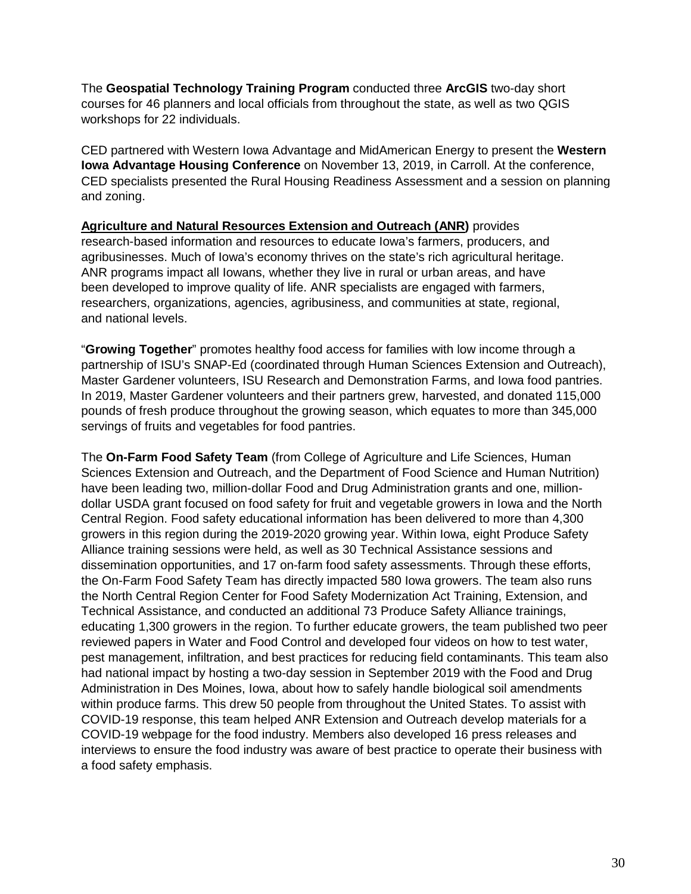The **Geospatial Technology Training Program** conducted three **ArcGIS** two-day short courses for 46 planners and local officials from throughout the state, as well as two QGIS workshops for 22 individuals.

CED partnered with Western Iowa Advantage and MidAmerican Energy to present the **Western Iowa Advantage Housing Conference** on November 13, 2019, in Carroll. At the conference, CED specialists presented the Rural Housing Readiness Assessment and a session on planning and zoning.

**Agriculture and Natural Resources Extension and Outreach (ANR)** provides research-based information and resources to educate Iowa's farmers, producers, and agribusinesses. Much of Iowa's economy thrives on the state's rich agricultural heritage. ANR programs impact all Iowans, whether they live in rural or urban areas, and have been developed to improve quality of life. ANR specialists are engaged with farmers, researchers, organizations, agencies, agribusiness, and communities at state, regional, and national levels.

"**Growing Together**" promotes healthy food access for families with low income through a partnership of ISU's SNAP-Ed (coordinated through Human Sciences Extension and Outreach), Master Gardener volunteers, ISU Research and Demonstration Farms, and Iowa food pantries. In 2019, Master Gardener volunteers and their partners grew, harvested, and donated 115,000 pounds of fresh produce throughout the growing season, which equates to more than 345,000 servings of fruits and vegetables for food pantries.

The **On-Farm Food Safety Team** (from College of Agriculture and Life Sciences, Human Sciences Extension and Outreach, and the Department of Food Science and Human Nutrition) have been leading two, million-dollar Food and Drug Administration grants and one, million-dollar USDA grant focused on food safety for fruit and vegetable growers in Iowa and the North Central Region. Food safety educational information has been delivered to more than 4,300 growers in this region during the 2019-2020 growing year. Within Iowa, eight Produce Safety Alliance training sessions were held, as well as 30 Technical Assistance sessions and dissemination opportunities, and 17 on-farm food safety assessments. Through these efforts, the On-Farm Food Safety Team has directly impacted 580 Iowa growers. The team also runs the North Central Region Center for Food Safety Modernization Act Training, Extension, and Technical Assistance, and conducted an additional 73 Produce Safety Alliance trainings, educating 1,300 growers in the region. To further educate growers, the team published two peer reviewed papers in Water and Food Control and developed four videos on how to test water, pest management, infiltration, and best practices for reducing field contaminants. This team also had national impact by hosting a two-day session in September 2019 with the Food and Drug Administration in Des Moines, Iowa, about how to safely handle biological soil amendments within produce farms. This drew 50 people from throughout the United States. To assist with COVID-19 response, this team helped ANR Extension and Outreach develop materials for a COVID-19 webpage for the food industry. Members also developed 16 press releases and interviews to ensure the food industry was aware of best practice to operate their business with a food safety emphasis.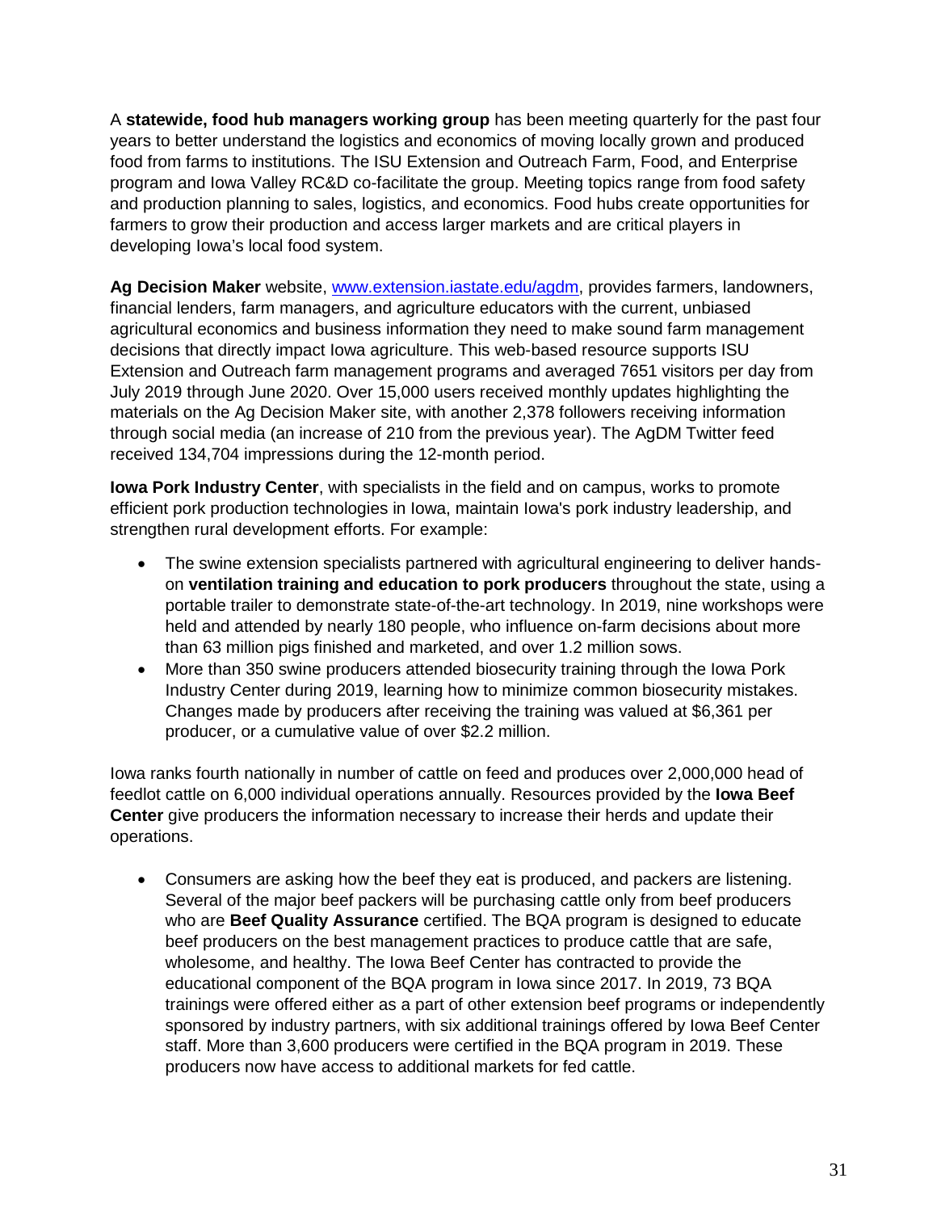A **statewide, food hub managers working group** has been meeting quarterly for the past four years to better understand the logistics and economics of moving locally grown and produced food from farms to institutions. The ISU Extension and Outreach Farm, Food, and Enterprise program and Iowa Valley RC&D co-facilitate the group. Meeting topics range from food safety and production planning to sales, logistics, and economics. Food hubs create opportunities for farmers to grow their production and access larger markets and are critical players in developing Iowa's local food system.

**Ag Decision Maker** website, [www.extension.iastate.edu/agdm](www.extension.iastate.edu/agdm), provides farmers, landowners, financial lenders, farm managers, and agriculture educators with the current, unbiased agricultural economics and business information they need to make sound farm management decisions that directly impact Iowa agriculture. This web-based resource supports ISU Extension and Outreach farm management programs and averaged 7651 visitors per day from July 2019 through June 2020. Over 15,000 users received monthly updates highlighting the materials on the Ag Decision Maker site, with another 2,378 followers receiving information through social media (an increase of 210 from the previous year). The AgDM Twitter feed received 134,704 impressions during the 12-month period.

**Iowa Pork Industry Center**, with specialists in the field and on campus, works to promote efficient pork production technologies in Iowa, maintain Iowa's pork industry leadership, and strengthen rural development efforts. For example:

- The swine extension specialists partnered with agricultural engineering to deliver hands-on **ventilation training and education to pork producers** throughout the state, using a portable trailer to demonstrate state-of-the-art technology. In 2019, nine workshops were held and attended by nearly 180 people, who influence on-farm decisions about more than 63 million pigs finished and marketed, and over 1.2 million sows.
- More than 350 swine producers attended biosecurity training through the Iowa Pork Industry Center during 2019, learning how to minimize common biosecurity mistakes. Changes made by producers after receiving the training was valued at $6,361 per producer, or a cumulative value of over $2.2 million.

Iowa ranks fourth nationally in number of cattle on feed and produces over 2,000,000 head of feedlot cattle on 6,000 individual operations annually. Resources provided by the **Iowa Beef Center** give producers the information necessary to increase their herds and update their operations.

- Consumers are asking how the beef they eat is produced, and packers are listening. Several of the major beef packers will be purchasing cattle only from beef producers who are **Beef Quality Assurance** certified. The BQA program is designed to educate beef producers on the best management practices to produce cattle that are safe, wholesome, and healthy. The Iowa Beef Center has contracted to provide the educational component of the BQA program in Iowa since 2017. In 2019, 73 BQA trainings were offered either as a part of other extension beef programs or independently sponsored by industry partners, with six additional trainings offered by Iowa Beef Center staff. More than 3,600 producers were certified in the BQA program in 2019. These producers now have access to additional markets for fed cattle.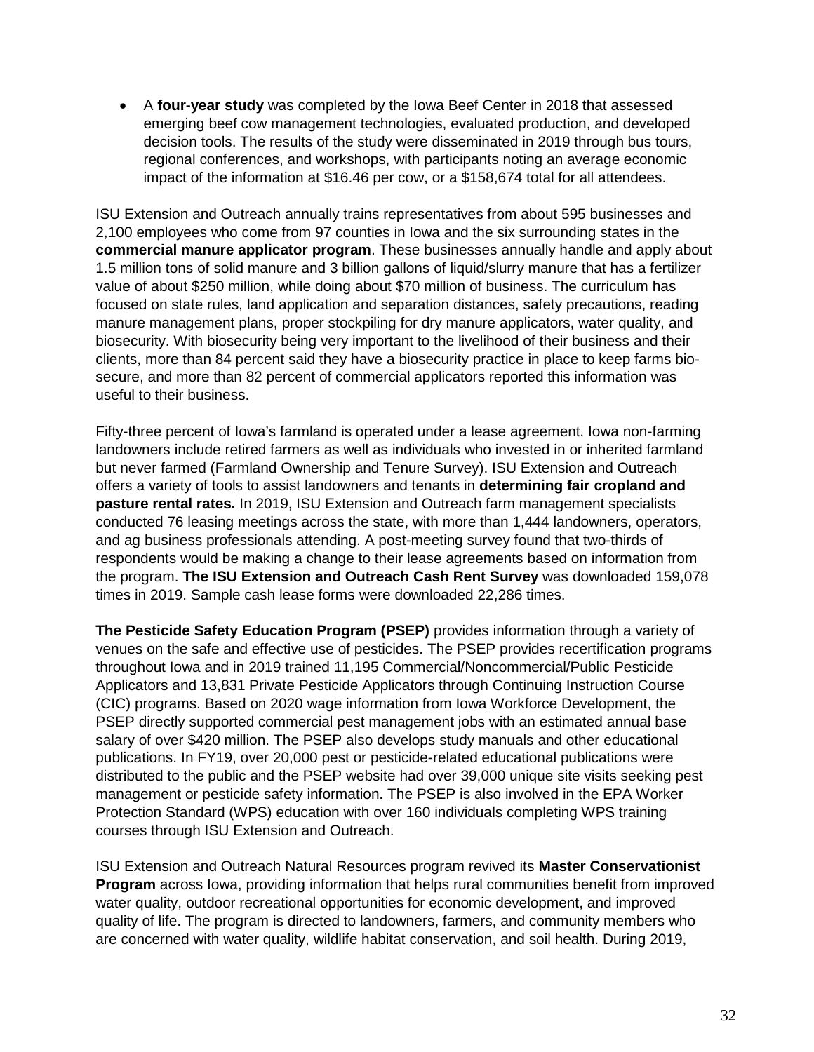- A **four-year study** was completed by the Iowa Beef Center in 2018 that assessed emerging beef cow management technologies, evaluated production, and developed decision tools. The results of the study were disseminated in 2019 through bus tours, regional conferences, and workshops, with participants noting an average economic impact of the information at $16.46 per cow, or a $158,674 total for all attendees.

ISU Extension and Outreach annually trains representatives from about 595 businesses and 2,100 employees who come from 97 counties in Iowa and the six surrounding states in the **commercial manure applicator program**. These businesses annually handle and apply about 1.5 million tons of solid manure and 3 billion gallons of liquid/slurry manure that has a fertilizer value of about $250 million, while doing about $70 million of business. The curriculum has focused on state rules, land application and separation distances, safety precautions, reading manure management plans, proper stockpiling for dry manure applicators, water quality, and biosecurity. With biosecurity being very important to the livelihood of their business and their clients, more than 84 percent said they have a biosecurity practice in place to keep farms bio-secure, and more than 82 percent of commercial applicators reported this information was useful to their business.

Fifty-three percent of Iowa's farmland is operated under a lease agreement. Iowa non-farming landowners include retired farmers as well as individuals who invested in or inherited farmland but never farmed (Farmland Ownership and Tenure Survey). ISU Extension and Outreach offers a variety of tools to assist landowners and tenants in **determining fair cropland and pasture rental rates.** In 2019, ISU Extension and Outreach farm management specialists conducted 76 leasing meetings across the state, with more than 1,444 landowners, operators, and ag business professionals attending. A post-meeting survey found that two-thirds of respondents would be making a change to their lease agreements based on information from the program. **The ISU Extension and Outreach Cash Rent Survey** was downloaded 159,078 times in 2019. Sample cash lease forms were downloaded 22,286 times.

**The Pesticide Safety Education Program (PSEP)** provides information through a variety of venues on the safe and effective use of pesticides. The PSEP provides recertification programs throughout Iowa and in 2019 trained 11,195 Commercial/Noncommercial/Public Pesticide Applicators and 13,831 Private Pesticide Applicators through Continuing Instruction Course (CIC) programs. Based on 2020 wage information from Iowa Workforce Development, the PSEP directly supported commercial pest management jobs with an estimated annual base salary of over $420 million. The PSEP also develops study manuals and other educational publications. In FY19, over 20,000 pest or pesticide-related educational publications were distributed to the public and the PSEP website had over 39,000 unique site visits seeking pest management or pesticide safety information. The PSEP is also involved in the EPA Worker Protection Standard (WPS) education with over 160 individuals completing WPS training courses through ISU Extension and Outreach.

ISU Extension and Outreach Natural Resources program revived its **Master Conservationist Program** across Iowa, providing information that helps rural communities benefit from improved water quality, outdoor recreational opportunities for economic development, and improved quality of life. The program is directed to landowners, farmers, and community members who are concerned with water quality, wildlife habitat conservation, and soil health. During 2019,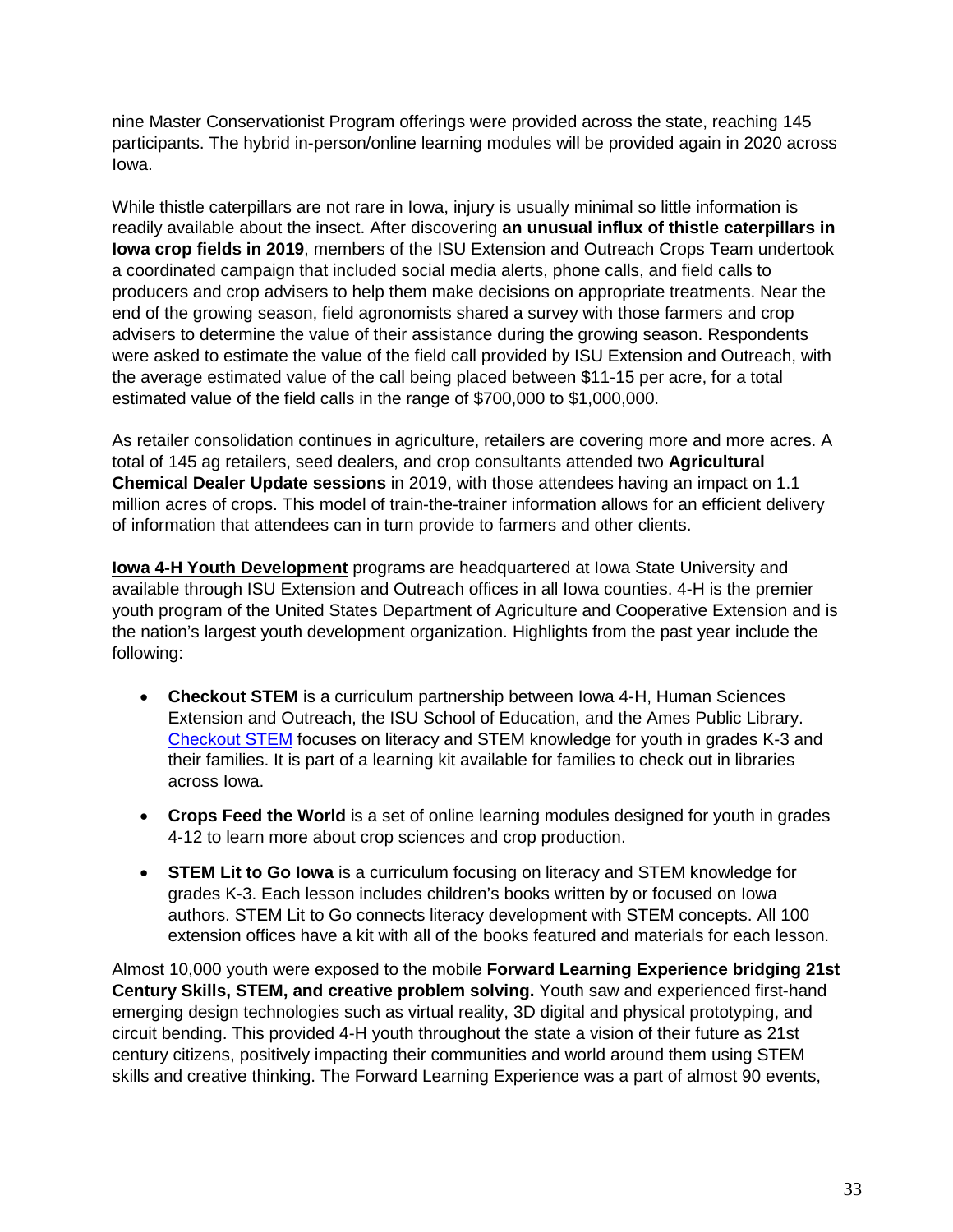nine Master Conservationist Program offerings were provided across the state, reaching 145 participants. The hybrid in-person/online learning modules will be provided again in 2020 across Iowa.

While thistle caterpillars are not rare in Iowa, injury is usually minimal so little information is readily available about the insect. After discovering **an unusual influx of thistle caterpillars in Iowa crop fields in 2019**, members of the ISU Extension and Outreach Crops Team undertook a coordinated campaign that included social media alerts, phone calls, and field calls to producers and crop advisers to help them make decisions on appropriate treatments. Near the end of the growing season, field agronomists shared a survey with those farmers and crop advisers to determine the value of their assistance during the growing season. Respondents were asked to estimate the value of the field call provided by ISU Extension and Outreach, with the average estimated value of the call being placed between $11-15 per acre, for a total estimated value of the field calls in the range of $700,000 to $1,000,000.

As retailer consolidation continues in agriculture, retailers are covering more and more acres. A total of 145 ag retailers, seed dealers, and crop consultants attended two **Agricultural Chemical Dealer Update sessions** in 2019, with those attendees having an impact on 1.1 million acres of crops. This model of train-the-trainer information allows for an efficient delivery of information that attendees can in turn provide to farmers and other clients.

**Iowa 4-H Youth Development** programs are headquartered at Iowa State University and available through ISU Extension and Outreach offices in all Iowa counties. 4-H is the premier youth program of the United States Department of Agriculture and Cooperative Extension and is the nation's largest youth development organization. Highlights from the past year include the following:

- **Checkout STEM** is a curriculum partnership between Iowa 4-H, Human Sciences Extension and Outreach, the ISU School of Education, and the Ames Public Library. Checkout STEM focuses on literacy and STEM knowledge for youth in grades K-3 and their families. It is part of a learning kit available for families to check out in libraries across Iowa.
- **Crops Feed the World** is a set of online learning modules designed for youth in grades 4-12 to learn more about crop sciences and crop production.
- **STEM Lit to Go Iowa** is a curriculum focusing on literacy and STEM knowledge for grades K-3. Each lesson includes children's books written by or focused on Iowa authors. STEM Lit to Go connects literacy development with STEM concepts. All 100 extension offices have a kit with all of the books featured and materials for each lesson.

Almost 10,000 youth were exposed to the mobile **Forward Learning Experience bridging 21st Century Skills, STEM, and creative problem solving.** Youth saw and experienced first-hand emerging design technologies such as virtual reality, 3D digital and physical prototyping, and circuit bending. This provided 4-H youth throughout the state a vision of their future as 21st century citizens, positively impacting their communities and world around them using STEM skills and creative thinking. The Forward Learning Experience was a part of almost 90 events,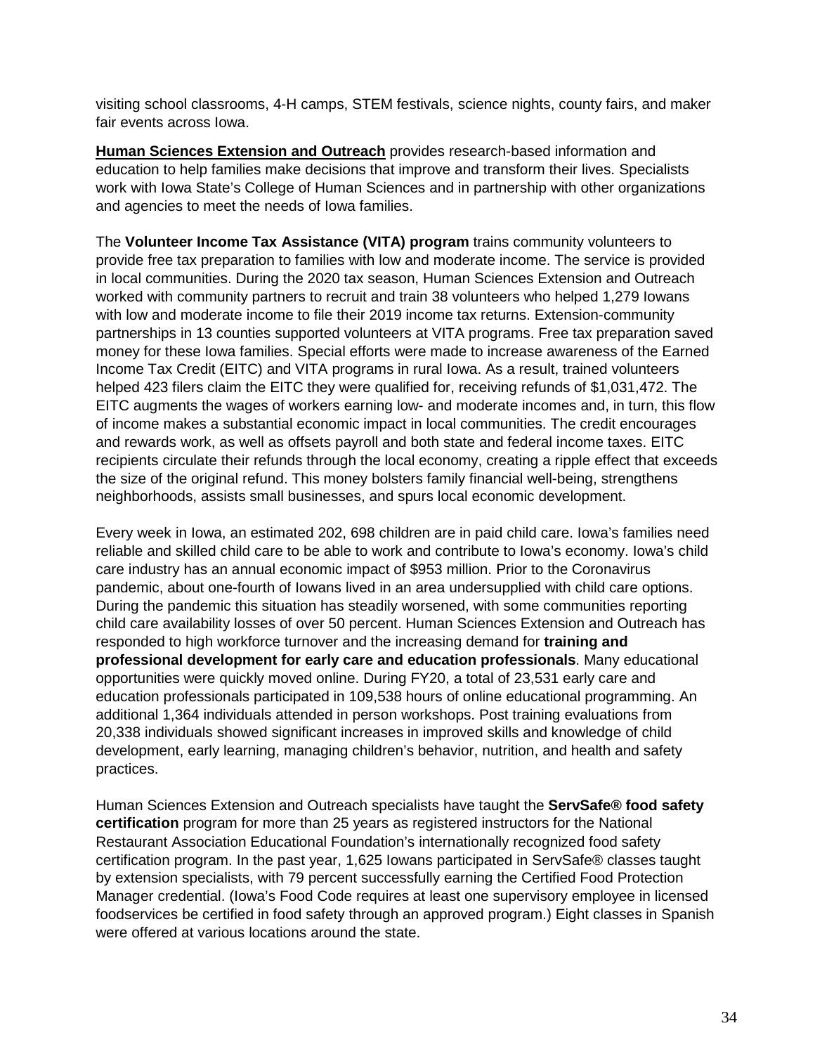visiting school classrooms, 4-H camps, STEM festivals, science nights, county fairs, and maker fair events across Iowa.

**Human Sciences Extension and Outreach** provides research-based information and education to help families make decisions that improve and transform their lives. Specialists work with Iowa State's College of Human Sciences and in partnership with other organizations and agencies to meet the needs of Iowa families.

The **Volunteer Income Tax Assistance (VITA) program** trains community volunteers to provide free tax preparation to families with low and moderate income. The service is provided in local communities. During the 2020 tax season, Human Sciences Extension and Outreach worked with community partners to recruit and train 38 volunteers who helped 1,279 Iowans with low and moderate income to file their 2019 income tax returns. Extension-community partnerships in 13 counties supported volunteers at VITA programs. Free tax preparation saved money for these Iowa families. Special efforts were made to increase awareness of the Earned Income Tax Credit (EITC) and VITA programs in rural Iowa. As a result, trained volunteers helped 423 filers claim the EITC they were qualified for, receiving refunds of $1,031,472. The EITC augments the wages of workers earning low- and moderate incomes and, in turn, this flow of income makes a substantial economic impact in local communities. The credit encourages and rewards work, as well as offsets payroll and both state and federal income taxes. EITC recipients circulate their refunds through the local economy, creating a ripple effect that exceeds the size of the original refund. This money bolsters family financial well-being, strengthens neighborhoods, assists small businesses, and spurs local economic development.

Every week in Iowa, an estimated 202, 698 children are in paid child care. Iowa's families need reliable and skilled child care to be able to work and contribute to Iowa's economy. Iowa's child care industry has an annual economic impact of $953 million. Prior to the Coronavirus pandemic, about one-fourth of Iowans lived in an area undersupplied with child care options. During the pandemic this situation has steadily worsened, with some communities reporting child care availability losses of over 50 percent. Human Sciences Extension and Outreach has responded to high workforce turnover and the increasing demand for **training and professional development for early care and education professionals**. Many educational opportunities were quickly moved online. During FY20, a total of 23,531 early care and education professionals participated in 109,538 hours of online educational programming. An additional 1,364 individuals attended in person workshops. Post training evaluations from 20,338 individuals showed significant increases in improved skills and knowledge of child development, early learning, managing children's behavior, nutrition, and health and safety practices.

Human Sciences Extension and Outreach specialists have taught the **ServSafe® food safety certification** program for more than 25 years as registered instructors for the National Restaurant Association Educational Foundation's internationally recognized food safety certification program. In the past year, 1,625 Iowans participated in ServSafe® classes taught by extension specialists, with 79 percent successfully earning the Certified Food Protection Manager credential. (Iowa's Food Code requires at least one supervisory employee in licensed foodservices be certified in food safety through an approved program.) Eight classes in Spanish were offered at various locations around the state.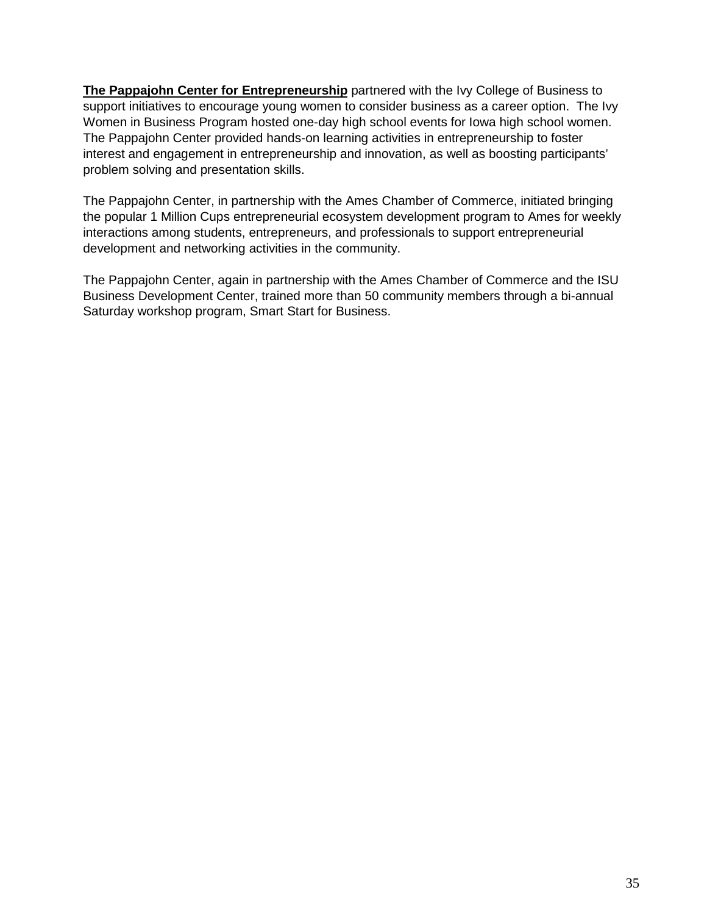**The Pappajohn Center for Entrepreneurship** partnered with the Ivy College of Business to support initiatives to encourage young women to consider business as a career option. The Ivy Women in Business Program hosted one-day high school events for Iowa high school women. The Pappajohn Center provided hands-on learning activities in entrepreneurship to foster interest and engagement in entrepreneurship and innovation, as well as boosting participants' problem solving and presentation skills.

The Pappajohn Center, in partnership with the Ames Chamber of Commerce, initiated bringing the popular 1 Million Cups entrepreneurial ecosystem development program to Ames for weekly interactions among students, entrepreneurs, and professionals to support entrepreneurial development and networking activities in the community.

The Pappajohn Center, again in partnership with the Ames Chamber of Commerce and the ISU Business Development Center, trained more than 50 community members through a bi-annual Saturday workshop program, Smart Start for Business.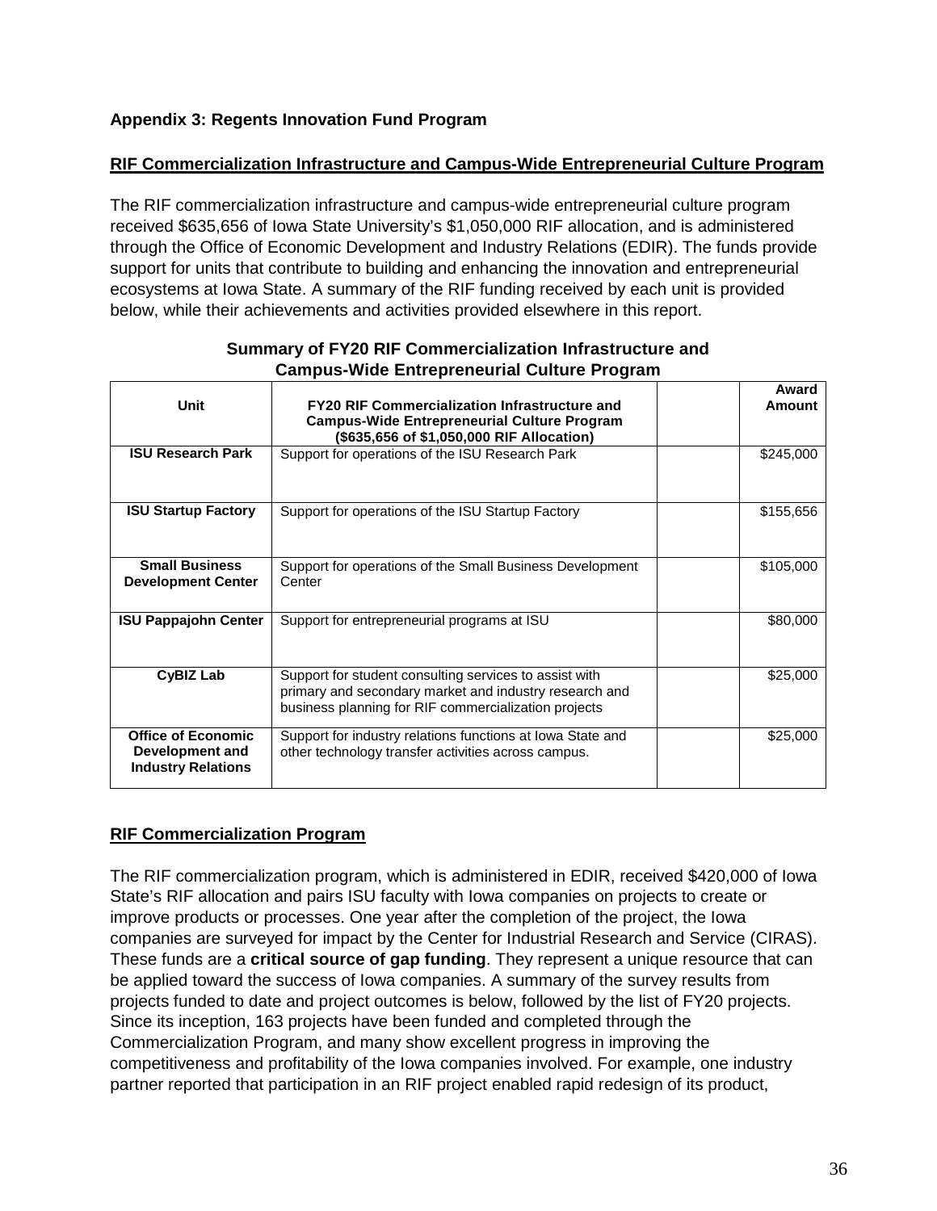**Appendix 3: Regents Innovation Fund Program**

**RIF Commercialization Infrastructure and Campus-Wide Entrepreneurial Culture Program**

The RIF commercialization infrastructure and campus-wide entrepreneurial culture program received $635,656 of Iowa State University's $1,050,000 RIF allocation, and is administered through the Office of Economic Development and Industry Relations (EDIR). The funds provide support for units that contribute to building and enhancing the innovation and entrepreneurial ecosystems at Iowa State. A summary of the RIF funding received by each unit is provided below, while their achievements and activities provided elsewhere in this report.

**Summary of FY20 RIF Commercialization Infrastructure and Campus-Wide Entrepreneurial Culture Program**

| Unit | FY20 RIF Commercialization Infrastructure and Campus-Wide Entrepreneurial Culture Program ($635,656 of $1,050,000 RIF Allocation) | | Award Amount |
|---|---|---|---|
| **ISU Research Park** | Support for operations of the ISU Research Park | | $245,000 |
| **ISU Startup Factory** | Support for operations of the ISU Startup Factory | | $155,656 |
| **Small Business Development Center** | Support for operations of the Small Business Development Center | | $105,000 |
| **ISU Pappajohn Center** | Support for entrepreneurial programs at ISU | | $80,000 |
| **CyBIZ Lab** | Support for student consulting services to assist with primary and secondary market and industry research and business planning for RIF commercialization projects | | $25,000 |
| **Office of Economic Development and Industry Relations** | Support for industry relations functions at Iowa State and other technology transfer activities across campus. | | $25,000 |

**RIF Commercialization Program**

The RIF commercialization program, which is administered in EDIR, received $420,000 of Iowa State's RIF allocation and pairs ISU faculty with Iowa companies on projects to create or improve products or processes. One year after the completion of the project, the Iowa companies are surveyed for impact by the Center for Industrial Research and Service (CIRAS). These funds are a **critical source of gap funding**. They represent a unique resource that can be applied toward the success of Iowa companies. A summary of the survey results from projects funded to date and project outcomes is below, followed by the list of FY20 projects. Since its inception, 163 projects have been funded and completed through the Commercialization Program, and many show excellent progress in improving the competitiveness and profitability of the Iowa companies involved. For example, one industry partner reported that participation in an RIF project enabled rapid redesign of its product,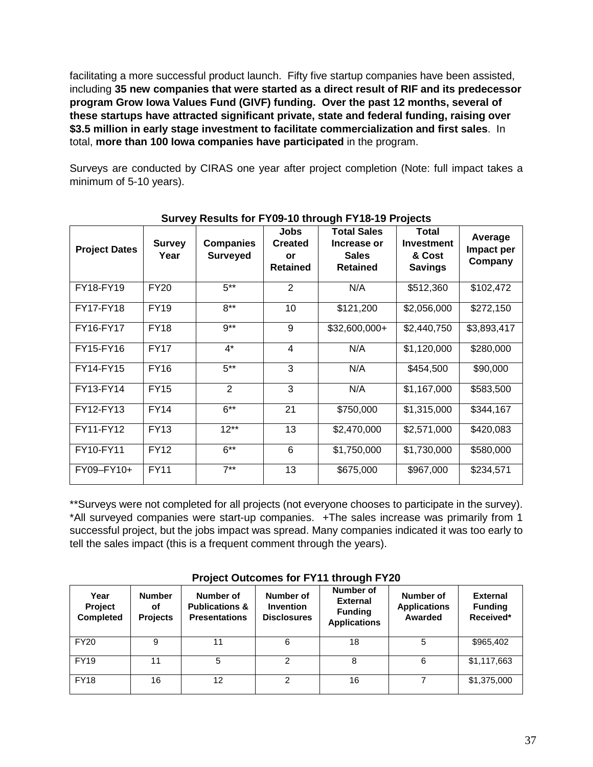facilitating a more successful product launch.  Fifty five startup companies have been assisted, including **35 new companies that were started as a direct result of RIF and its predecessor program Grow Iowa Values Fund (GIVF) funding.  Over the past 12 months, several of these startups have attracted significant private, state and federal funding, raising over $3.5 million in early stage investment to facilitate commercialization and first sales**.  In total, **more than 100 Iowa companies have participated** in the program.

Surveys are conducted by CIRAS one year after project completion (Note: full impact takes a minimum of 5-10 years).

**Survey Results for FY09-10 through FY18-19 Projects**

| Project Dates | Survey Year | Companies Surveyed | Jobs Created or Retained | Total Sales Increase or Sales Retained | Total Investment & Cost Savings | Average Impact per Company |
|---|---|---|---|---|---|---|
| FY18-FY19 | FY20 | 5** | 2 | N/A | $512,360 | $102,472 |
| FY17-FY18 | FY19 | 8** | 10 | $121,200 | $2,056,000 | $272,150 |
| FY16-FY17 | FY18 | 9** | 9 | $32,600,000+ | $2,440,750 | $3,893,417 |
| FY15-FY16 | FY17 | 4* | 4 | N/A | $1,120,000 | $280,000 |
| FY14-FY15 | FY16 | 5** | 3 | N/A | $454,500 | $90,000 |
| FY13-FY14 | FY15 | 2 | 3 | N/A | $1,167,000 | $583,500 |
| FY12-FY13 | FY14 | 6** | 21 | $750,000 | $1,315,000 | $344,167 |
| FY11-FY12 | FY13 | 12** | 13 | $2,470,000 | $2,571,000 | $420,083 |
| FY10-FY11 | FY12 | 6** | 6 | $1,750,000 | $1,730,000 | $580,000 |
| FY09–FY10+ | FY11 | 7** | 13 | $675,000 | $967,000 | $234,571 |

**Surveys were not completed for all projects (not everyone chooses to participate in the survey). *All surveyed companies were start-up companies.  +The sales increase was primarily from 1 successful project, but the jobs impact was spread. Many companies indicated it was too early to tell the sales impact (this is a frequent comment through the years).

**Project Outcomes for FY11 through FY20**

| Year Project Completed | Number of Projects | Number of Publications & Presentations | Number of Invention Disclosures | Number of External Funding Applications | Number of Applications Awarded | External Funding Received* |
|---|---|---|---|---|---|---|
| FY20 | 9 | 11 | 6 | 18 | 5 | $965,402 |
| FY19 | 11 | 5 | 2 | 8 | 6 | $1,117,663 |
| FY18 | 16 | 12 | 2 | 16 | 7 | $1,375,000 |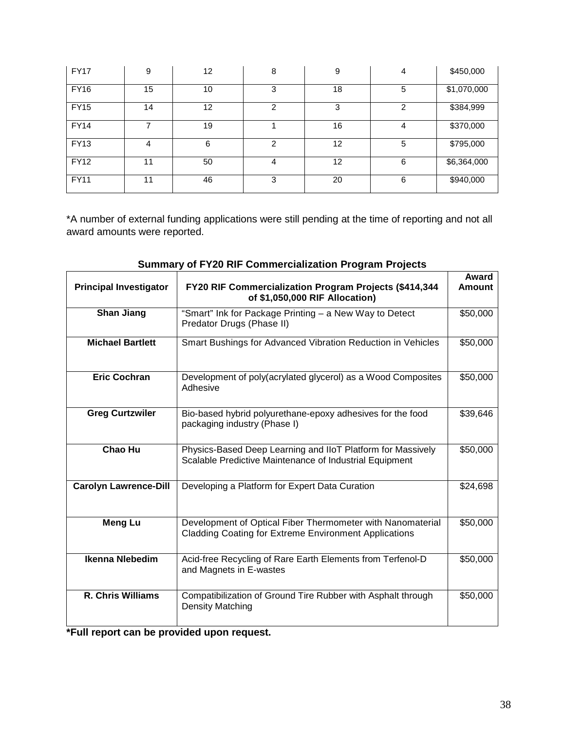| | | | | | | |
|---|---|---|---|---|---|---|
| FY17 | 9 | 12 | 8 | 9 | 4 | $450,000 |
| FY16 | 15 | 10 | 3 | 18 | 5 | $1,070,000 |
| FY15 | 14 | 12 | 2 | 3 | 2 | $384,999 |
| FY14 | 7 | 19 | 1 | 16 | 4 | $370,000 |
| FY13 | 4 | 6 | 2 | 12 | 5 | $795,000 |
| FY12 | 11 | 50 | 4 | 12 | 6 | $6,364,000 |
| FY11 | 11 | 46 | 3 | 20 | 6 | $940,000 |

*A number of external funding applications were still pending at the time of reporting and not all award amounts were reported.

**Summary of FY20 RIF Commercialization Program Projects**

| Principal Investigator | FY20 RIF Commercialization Program Projects ($414,344 of $1,050,000 RIF Allocation) | Award Amount |
|---|---|---|
| **Shan Jiang** | "Smart" Ink for Package Printing – a New Way to Detect Predator Drugs (Phase II) | $50,000 |
| **Michael Bartlett** | Smart Bushings for Advanced Vibration Reduction in Vehicles | $50,000 |
| **Eric Cochran** | Development of poly(acrylated glycerol) as a Wood Composites Adhesive | $50,000 |
| **Greg Curtzwiler** | Bio-based hybrid polyurethane-epoxy adhesives for the food packaging industry (Phase I) | $39,646 |
| **Chao Hu** | Physics-Based Deep Learning and IIoT Platform for Massively Scalable Predictive Maintenance of Industrial Equipment | $50,000 |
| **Carolyn Lawrence-Dill** | Developing a Platform for Expert Data Curation | $24,698 |
| **Meng Lu** | Development of Optical Fiber Thermometer with Nanomaterial Cladding Coating for Extreme Environment Applications | $50,000 |
| **Ikenna Nlebedim** | Acid-free Recycling of Rare Earth Elements from Terfenol-D and Magnets in E-wastes | $50,000 |
| **R. Chris Williams** | Compatibilization of Ground Tire Rubber with Asphalt through Density Matching | $50,000 |

**\*Full report can be provided upon request.**